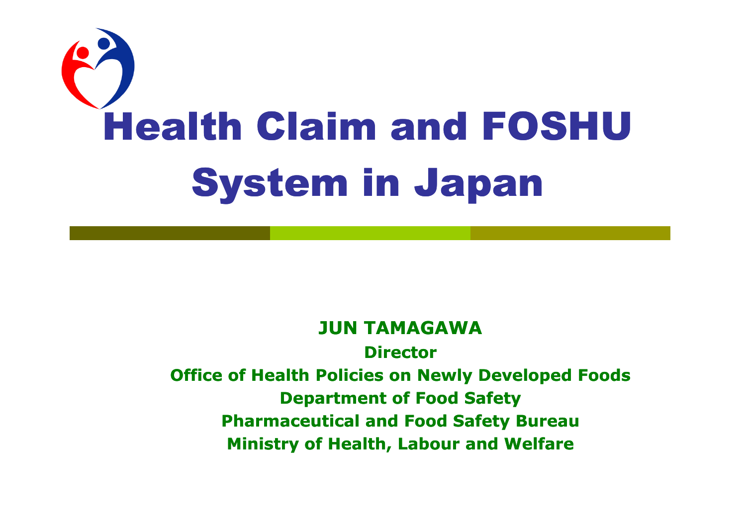# Health Claim and FOSHU System in Japan

**JUN TAMAGAWA**

**Director**

**Office of Health Policies on Newly Developed Foods**

**Department of Food Safety**

**Pharmaceutical and Food Safety Bureau**

**Ministry of Health, Labour and Welfare**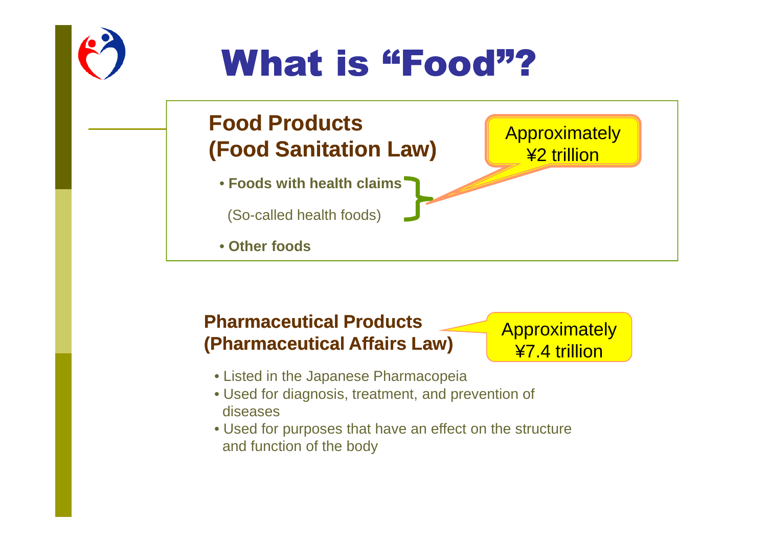# What is "Food"?

## Food Products
## (Food Sanitation Law)

- **Foods with health claims**

  (So-called health foods)

- **Other foods**

Approximately ¥2 trillion

## Pharmaceutical Products
## (Pharmaceutical Affairs Law)

Approximately ¥7.4 trillion

- Listed in the Japanese Pharmacopeia
- Used for diagnosis, treatment, and prevention of diseases
- Used for purposes that have an effect on the structure and function of the body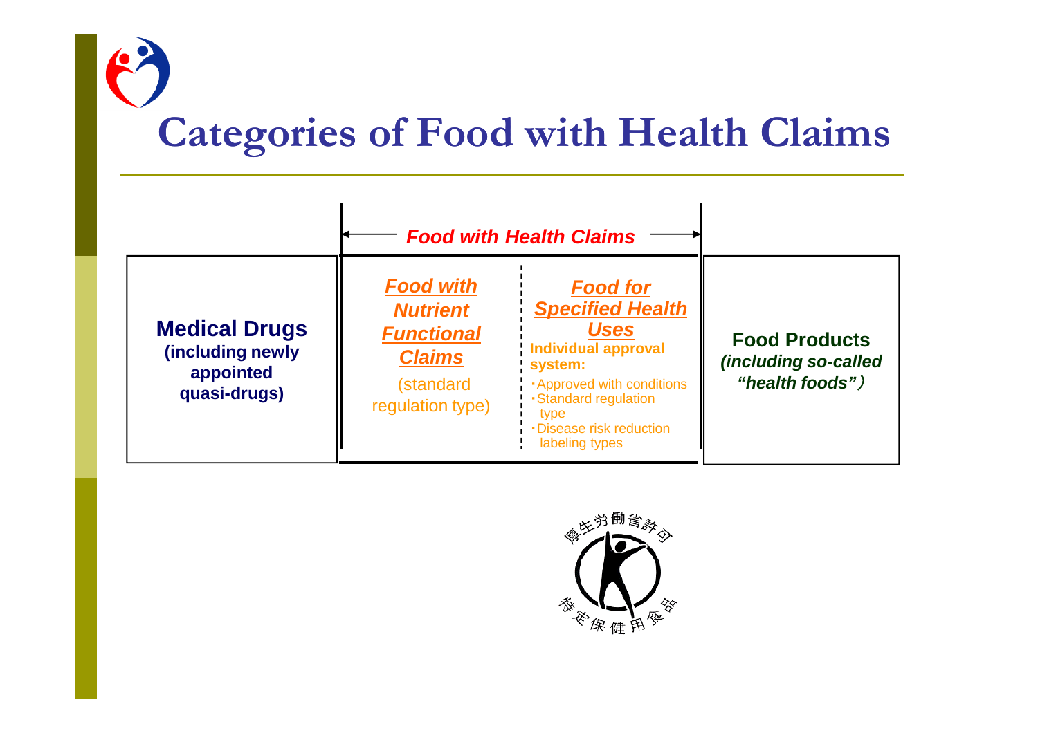# Categories of Food with Health Claims

| | ← *Food with Health Claims* → | | |
|---|---|---|---|
| **Medical Drugs** **(including newly appointed quasi-drugs)** | ***Food with Nutrient Functional Claims*** (standard regulation type) | ***Food for Specified Health Uses*** **Individual approval system:** ・Approved with conditions ・Standard regulation type ・Disease risk reduction labeling types | **Food Products** ***(including so-called "health foods")*** |

厚生労働省許可
特定保健用食品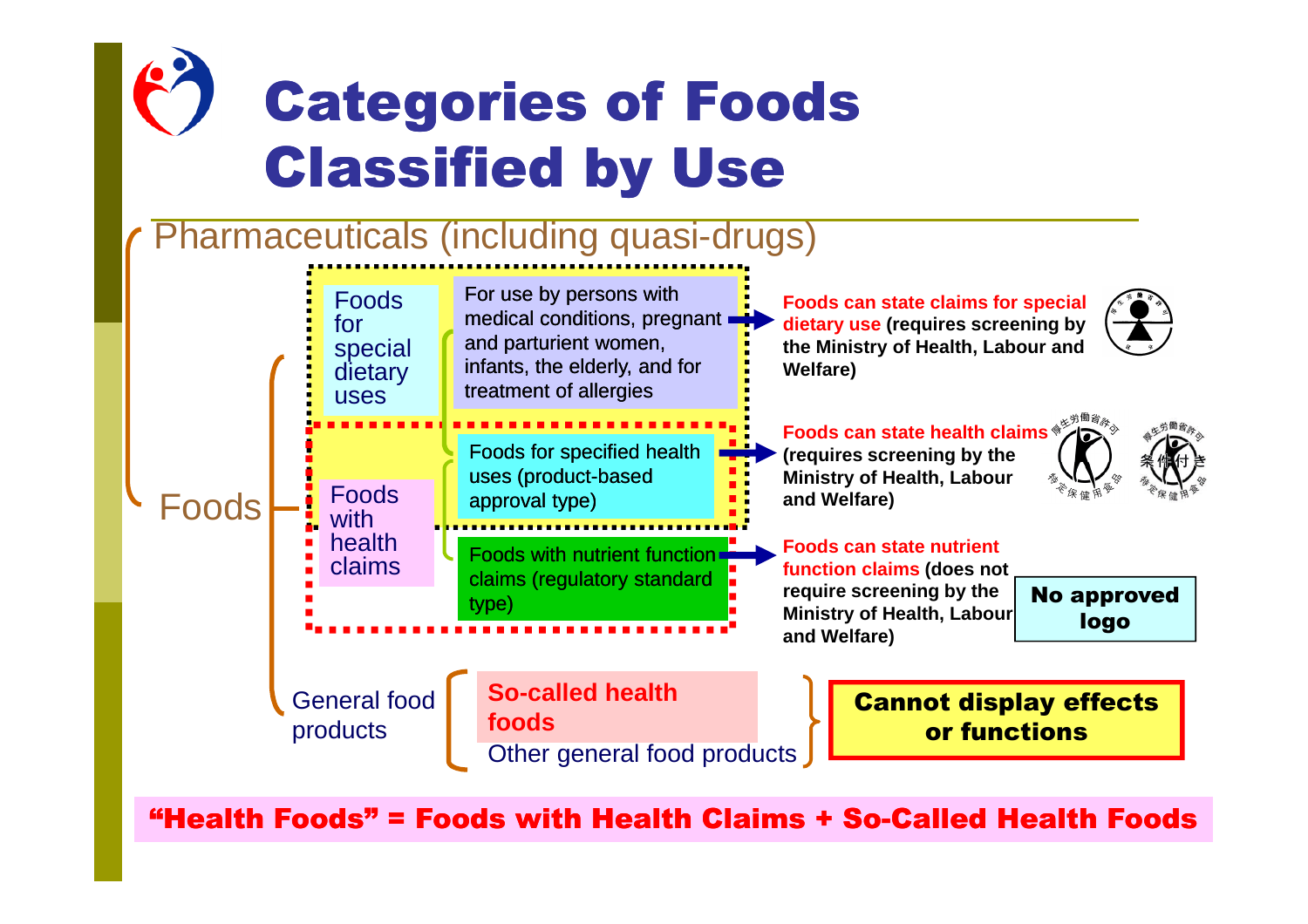# Categories of Foods Classified by Use

Pharmaceuticals (including quasi-drugs)

Foods

- **Foods for special dietary uses**
  - For use by persons with medical conditions, pregnant and parturient women, infants, the elderly, and for treatment of allergies → **Foods can state claims for special dietary use (requires screening by the Ministry of Health, Labour and Welfare)**
- **Foods with health claims**
  - Foods for specified health uses (product-based approval type) → **Foods can state health claims (requires screening by the Ministry of Health, Labour and Welfare)**
  - Foods with nutrient function claims (regulatory standard type) → **Foods can state nutrient function claims (does not require screening by the Ministry of Health, Labour and Welfare)** — **No approved logo**
- **General food products**
  - **So-called health foods**
  - Other general food products
  
  → **Cannot display effects or functions**

**"Health Foods" = Foods with Health Claims + So-Called Health Foods**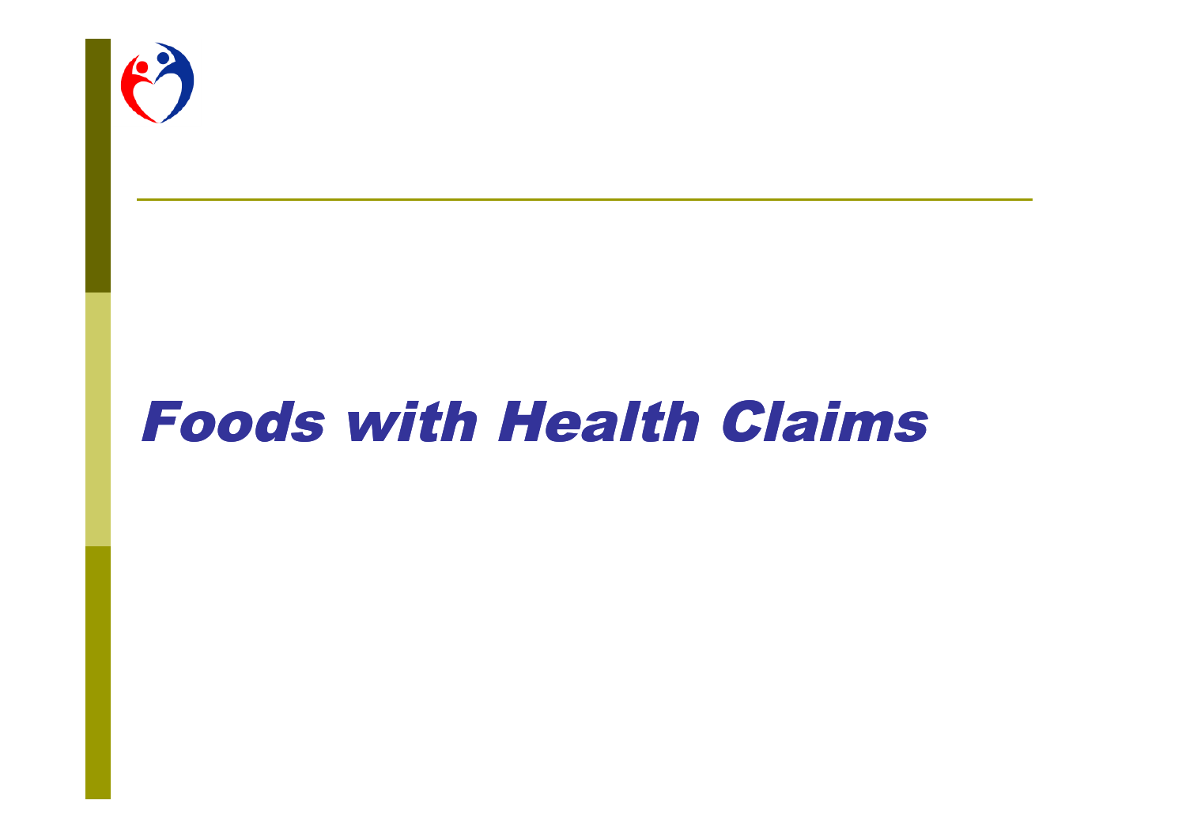# Foods with Health Claims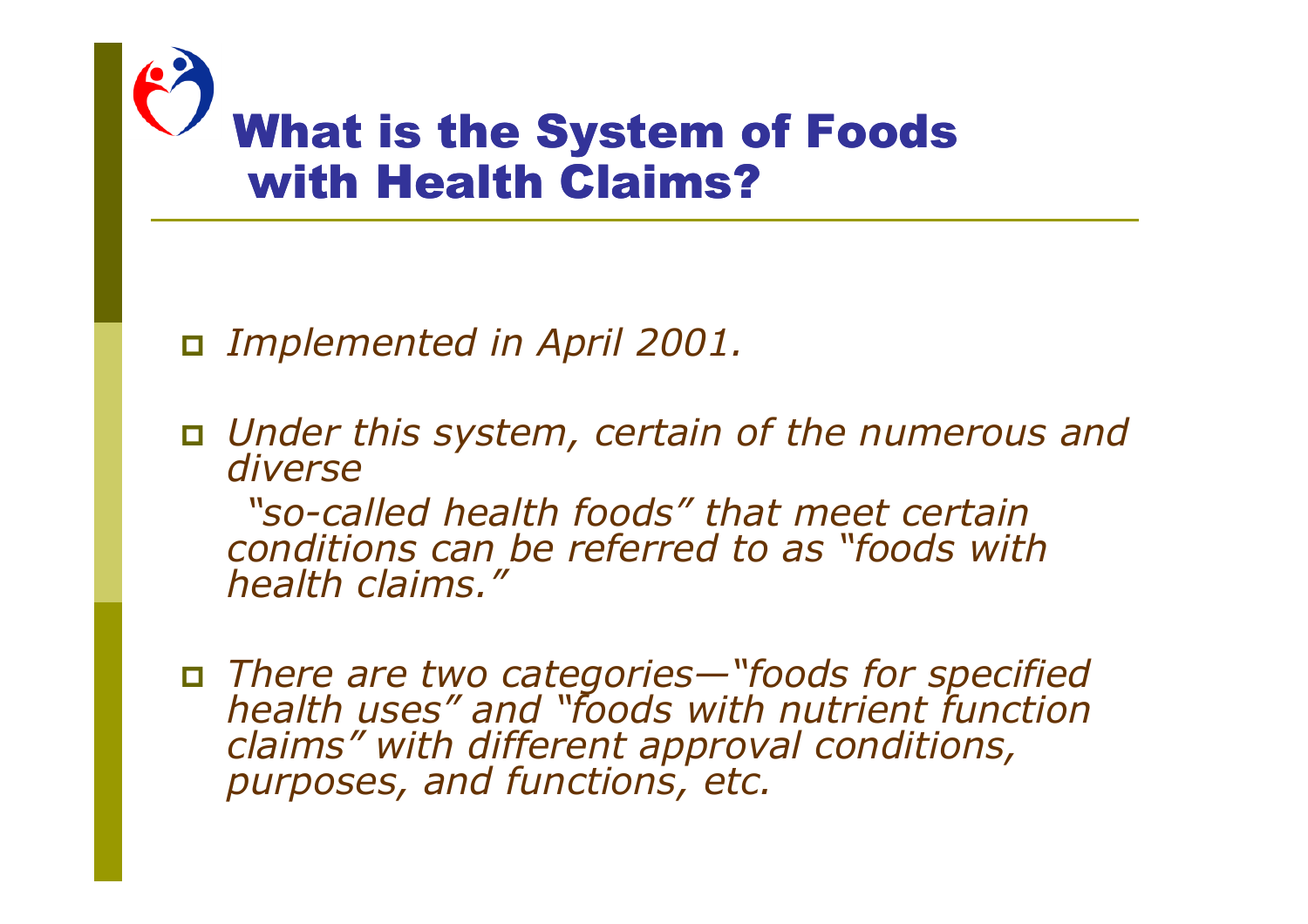# What is the System of Foods with Health Claims?

- *Implemented in April 2001.*
- *Under this system, certain of the numerous and diverse "so-called health foods" that meet certain conditions can be referred to as "foods with health claims."*
- *There are two categories—"foods for specified health uses" and "foods with nutrient function claims" with different approval conditions, purposes, and functions, etc.*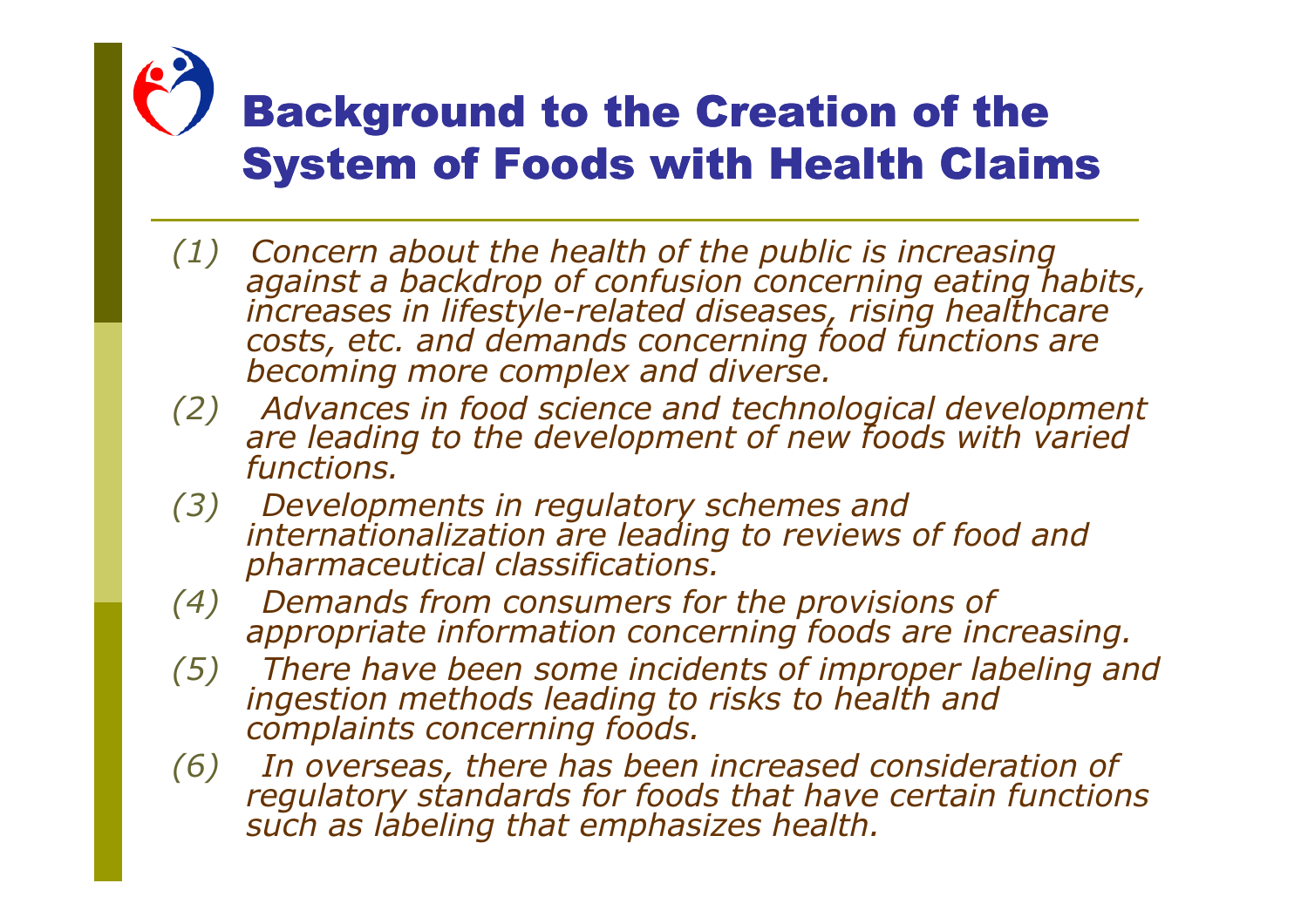# Background to the Creation of the System of Foods with Health Claims

*(1) Concern about the health of the public is increasing against a backdrop of confusion concerning eating habits, increases in lifestyle-related diseases, rising healthcare costs, etc. and demands concerning food functions are becoming more complex and diverse.*

*(2) Advances in food science and technological development are leading to the development of new foods with varied functions.*

*(3) Developments in regulatory schemes and internationalization are leading to reviews of food and pharmaceutical classifications.*

*(4) Demands from consumers for the provisions of appropriate information concerning foods are increasing.*

*(5) There have been some incidents of improper labeling and ingestion methods leading to risks to health and complaints concerning foods.*

*(6) In overseas, there has been increased consideration of regulatory standards for foods that have certain functions such as labeling that emphasizes health.*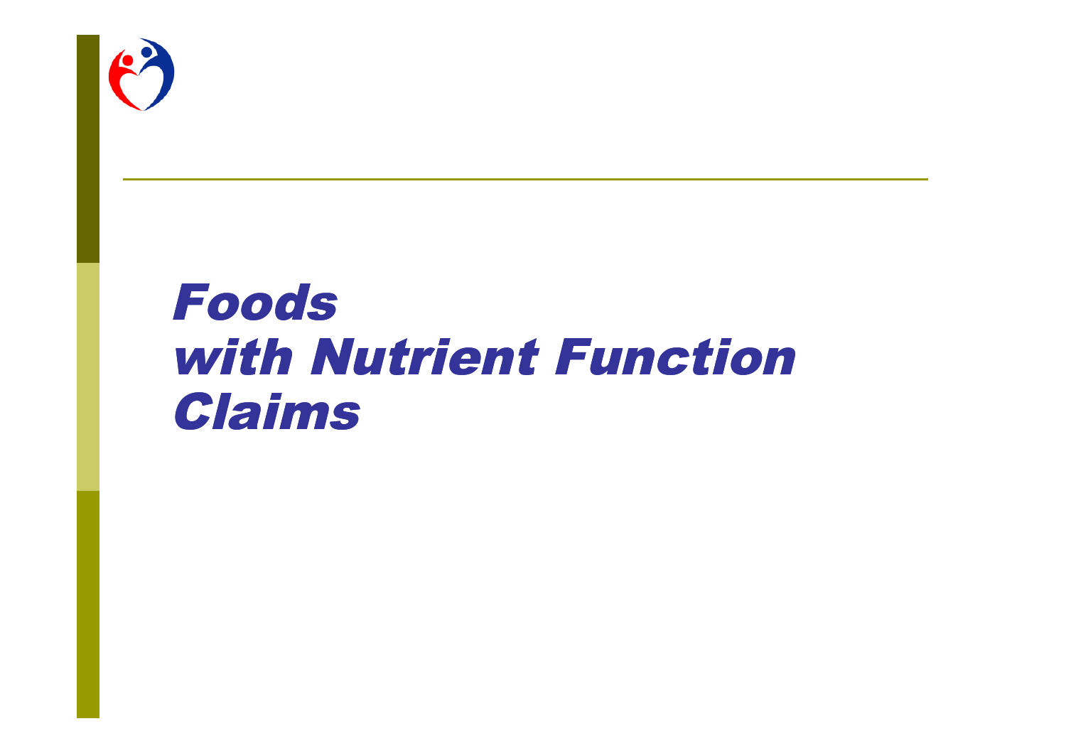# Foods with Nutrient Function Claims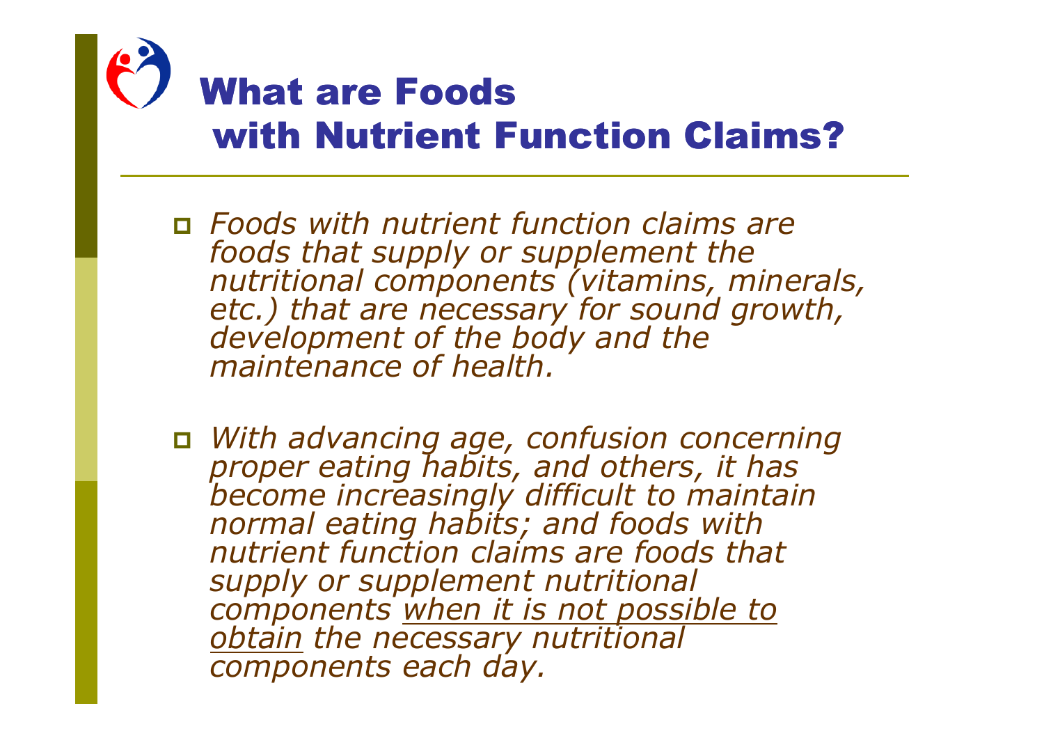# What are Foods with Nutrient Function Claims?

- *Foods with nutrient function claims are foods that supply or supplement the nutritional components (vitamins, minerals, etc.) that are necessary for sound growth, development of the body and the maintenance of health.*

- *With advancing age, confusion concerning proper eating habits, and others, it has become increasingly difficult to maintain normal eating habits; and foods with nutrient function claims are foods that supply or supplement nutritional components <u>when it is not possible to obtain</u> the necessary nutritional components each day.*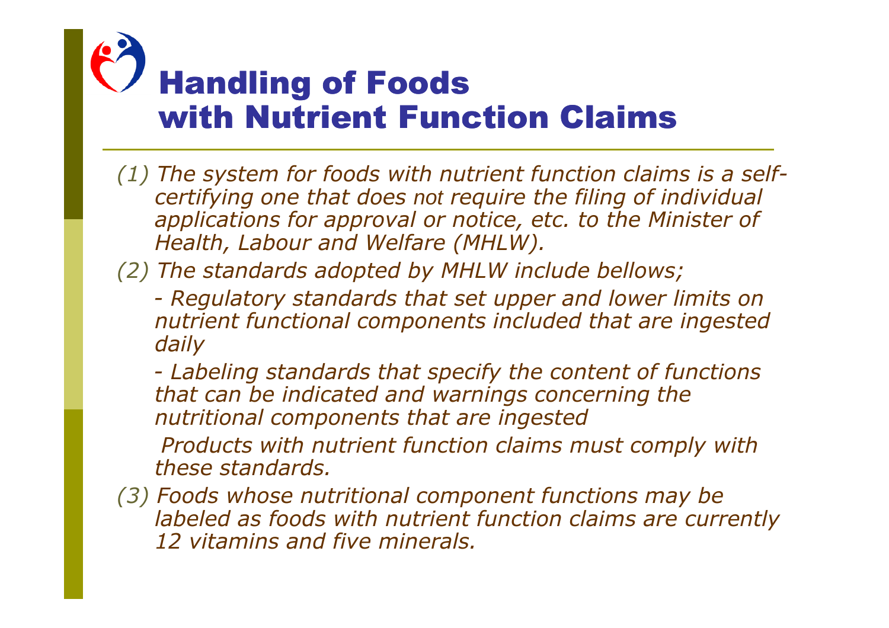# Handling of Foods with Nutrient Function Claims

*(1) The system for foods with nutrient function claims is a self-certifying one that does not require the filing of individual applications for approval or notice, etc. to the Minister of Health, Labour and Welfare (MHLW).*

*(2) The standards adopted by MHLW include bellows;*

*- Regulatory standards that set upper and lower limits on nutrient functional components included that are ingested daily*

*- Labeling standards that specify the content of functions that can be indicated and warnings concerning the nutritional components that are ingested*

*Products with nutrient function claims must comply with these standards.*

*(3) Foods whose nutritional component functions may be labeled as foods with nutrient function claims are currently 12 vitamins and five minerals.*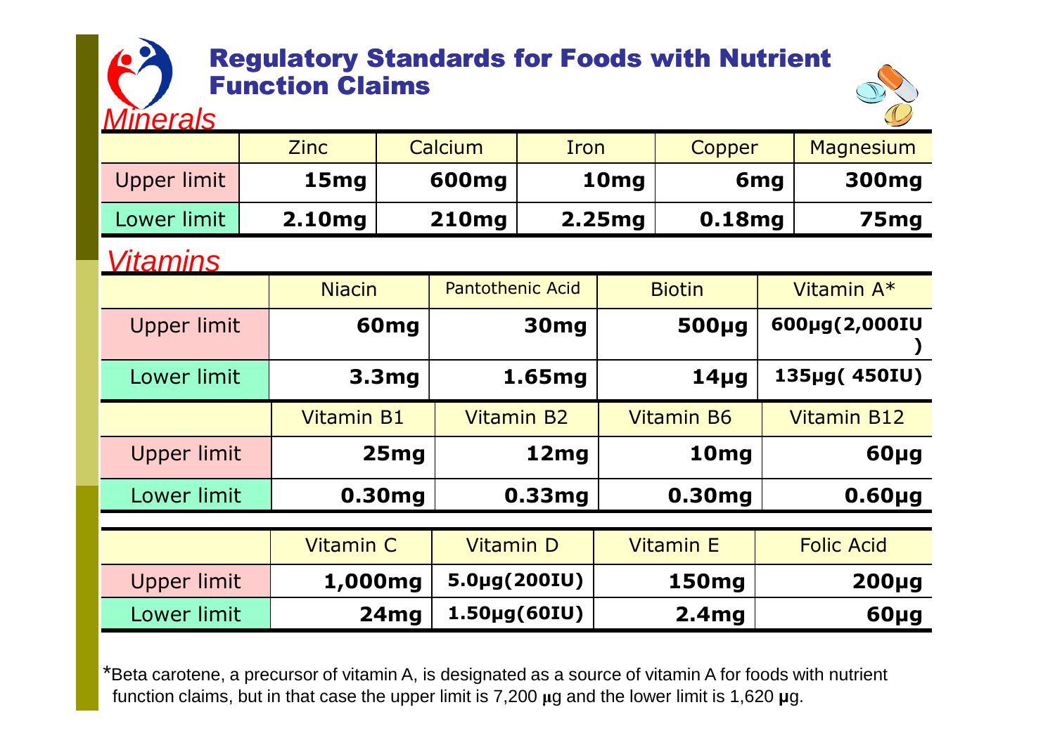# Regulatory Standards for Foods with Nutrient Function Claims

## *Minerals*

| | Zinc | Calcium | Iron | Copper | Magnesium |
|---|---|---|---|---|---|
| Upper limit | **15mg** | **600mg** | **10mg** | **6mg** | **300mg** |
| Lower limit | **2.10mg** | **210mg** | **2.25mg** | **0.18mg** | **75mg** |

## *Vitamins*

| | Niacin | Pantothenic Acid | Biotin | Vitamin A* |
|---|---|---|---|---|
| Upper limit | **60mg** | **30mg** | **500μg** | **600μg(2,000IU)** |
| Lower limit | **3.3mg** | **1.65mg** | **14μg** | **135μg( 450IU)** |

| | Vitamin B1 | Vitamin B2 | Vitamin B6 | Vitamin B12 |
|---|---|---|---|---|
| Upper limit | **25mg** | **12mg** | **10mg** | **60μg** |
| Lower limit | **0.30mg** | **0.33mg** | **0.30mg** | **0.60μg** |

| | Vitamin C | Vitamin D | Vitamin E | Folic Acid |
|---|---|---|---|---|
| Upper limit | **1,000mg** | **5.0μg(200IU)** | **150mg** | **200μg** |
| Lower limit | **24mg** | **1.50μg(60IU)** | **2.4mg** | **60μg** |

*Beta carotene, a precursor of vitamin A, is designated as a source of vitamin A for foods with nutrient function claims, but in that case the upper limit is 7,200 μg and the lower limit is 1,620 μg.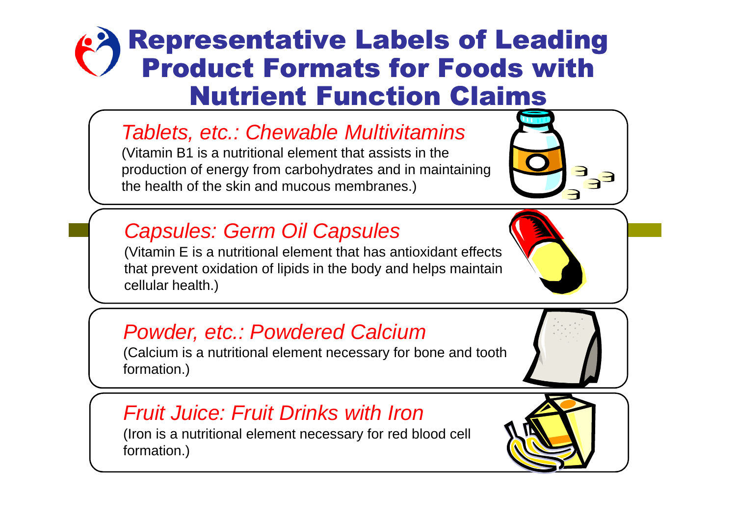# Representative Labels of Leading Product Formats for Foods with Nutrient Function Claims

## *Tablets, etc.: Chewable Multivitamins*

(Vitamin B1 is a nutritional element that assists in the production of energy from carbohydrates and in maintaining the health of the skin and mucous membranes.)

## *Capsules: Germ Oil Capsules*

(Vitamin E is a nutritional element that has antioxidant effects that prevent oxidation of lipids in the body and helps maintain cellular health.)

## *Powder, etc.: Powdered Calcium*

(Calcium is a nutritional element necessary for bone and tooth formation.)

## *Fruit Juice: Fruit Drinks with Iron*

(Iron is a nutritional element necessary for red blood cell formation.)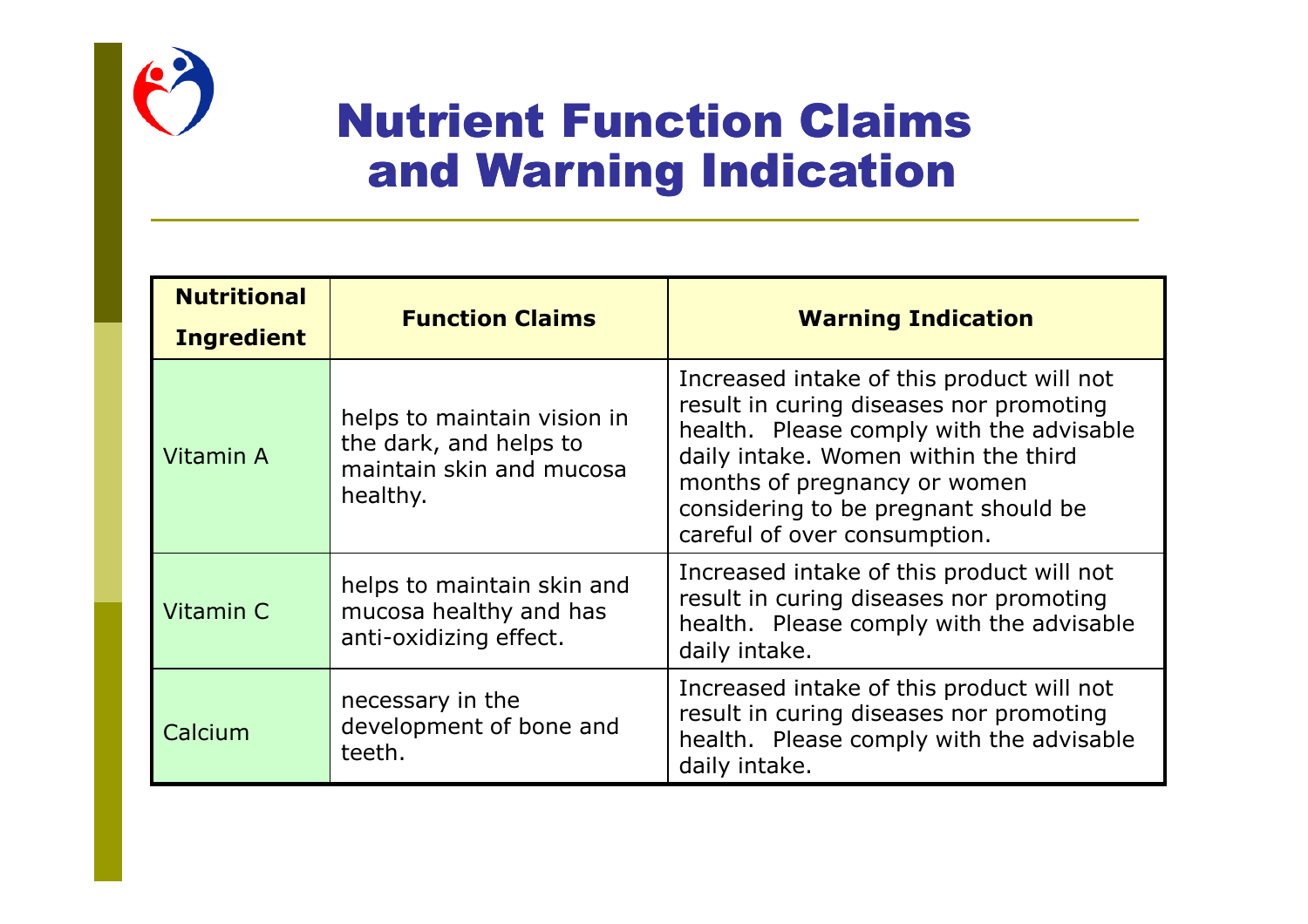# Nutrient Function Claims and Warning Indication

| Nutritional Ingredient | Function Claims | Warning Indication |
|---|---|---|
| Vitamin A | helps to maintain vision in the dark, and helps to maintain skin and mucosa healthy. | Increased intake of this product will not result in curing diseases nor promoting health. Please comply with the advisable daily intake. Women within the third months of pregnancy or women considering to be pregnant should be careful of over consumption. |
| Vitamin C | helps to maintain skin and mucosa healthy and has anti-oxidizing effect. | Increased intake of this product will not result in curing diseases nor promoting health. Please comply with the advisable daily intake. |
| Calcium | necessary in the development of bone and teeth. | Increased intake of this product will not result in curing diseases nor promoting health. Please comply with the advisable daily intake. |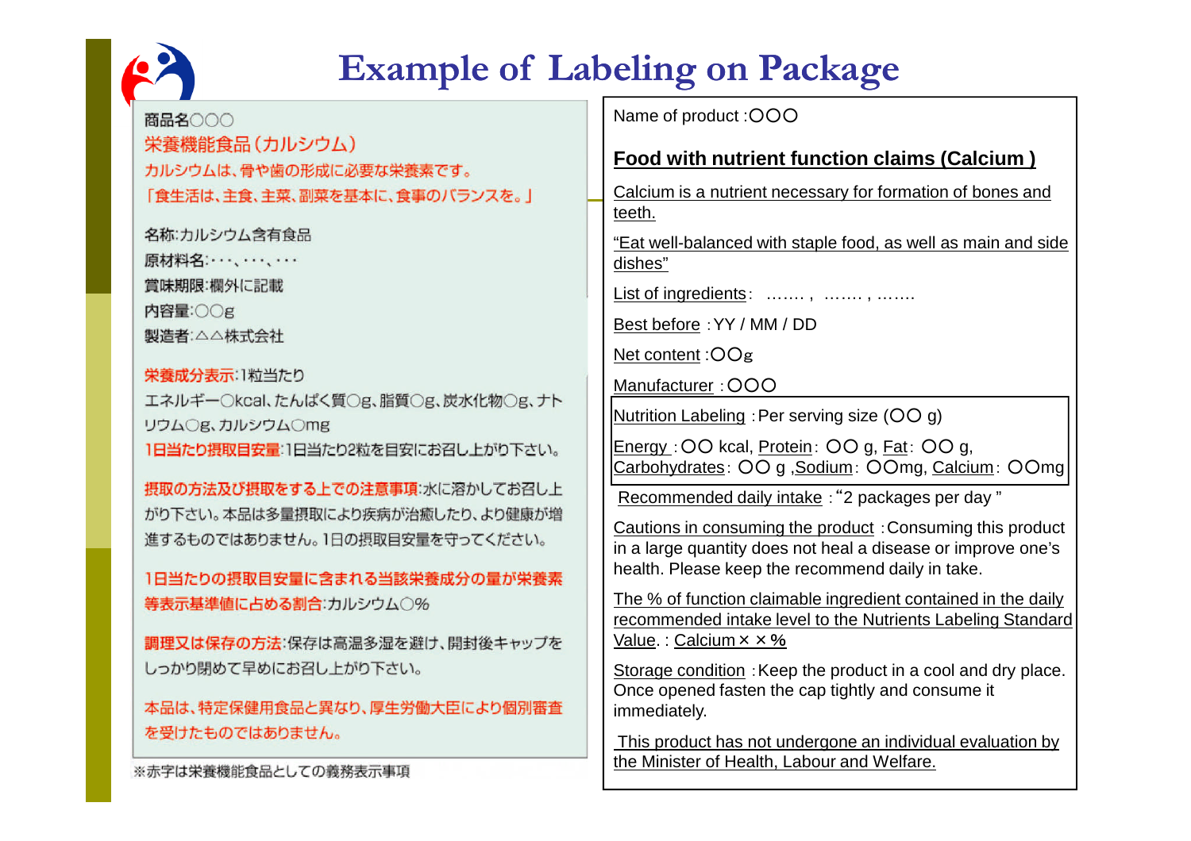# Example of Labeling on Package

商品名○○○

栄養機能食品（カルシウム）

カルシウムは、骨や歯の形成に必要な栄養素です。

「食生活は、主食、主菜、副菜を基本に、食事のバランスを。」

名称:カルシウム含有食品

原材料名:・・・、・・・、・・・

賞味期限:欄外に記載

内容量:○○g

製造者:△△株式会社

栄養成分表示:1粒当たり

エネルギー○kcal、たんぱく質○g、脂質○g、炭水化物○g、ナトリウム○g、カルシウム○mg

1日当たり摂取目安量:1日当たり2粒を目安にお召し上がり下さい。

摂取の方法及び摂取をする上での注意事項:水に溶かしてお召し上がり下さい。本品は多量摂取により疾病が治癒したり、より健康が増進するものではありません。1日の摂取目安量を守ってください。

1日当たりの摂取目安量に含まれる当該栄養成分の量が栄養素等表示基準値に占める割合:カルシウム○%

調理又は保存の方法:保存は高温多湿を避け、開封後キャップをしっかり閉めて早めにお召し上がり下さい。

本品は、特定保健用食品と異なり、厚生労働大臣により個別審査を受けたものではありません。

※赤字は栄養機能食品としての義務表示事項

---

Name of product :○○○

**Food with nutrient function claims (Calcium )**

Calcium is a nutrient necessary for formation of bones and teeth.

"Eat well-balanced with staple food, as well as main and side dishes"

List of ingredients: ……. , ……. , …….

Best before :YY / MM / DD

Net content :○○g

Manufacturer :○○○

Nutrition Labeling :Per serving size (○○ g)

Energy :○○ kcal, Protein: ○○ g, Fat: ○○ g, Carbohydrates: ○○ g ,Sodium: ○○mg, Calcium: ○○mg

Recommended daily intake :"2 packages per day "

Cautions in consuming the product :Consuming this product in a large quantity does not heal a disease or improve one's health. Please keep the recommend daily in take.

The % of function claimable ingredient contained in the daily recommended intake level to the Nutrients Labeling Standard Value. : Calcium××%

Storage condition :Keep the product in a cool and dry place. Once opened fasten the cap tightly and consume it immediately.

This product has not undergone an individual evaluation by the Minister of Health, Labour and Welfare.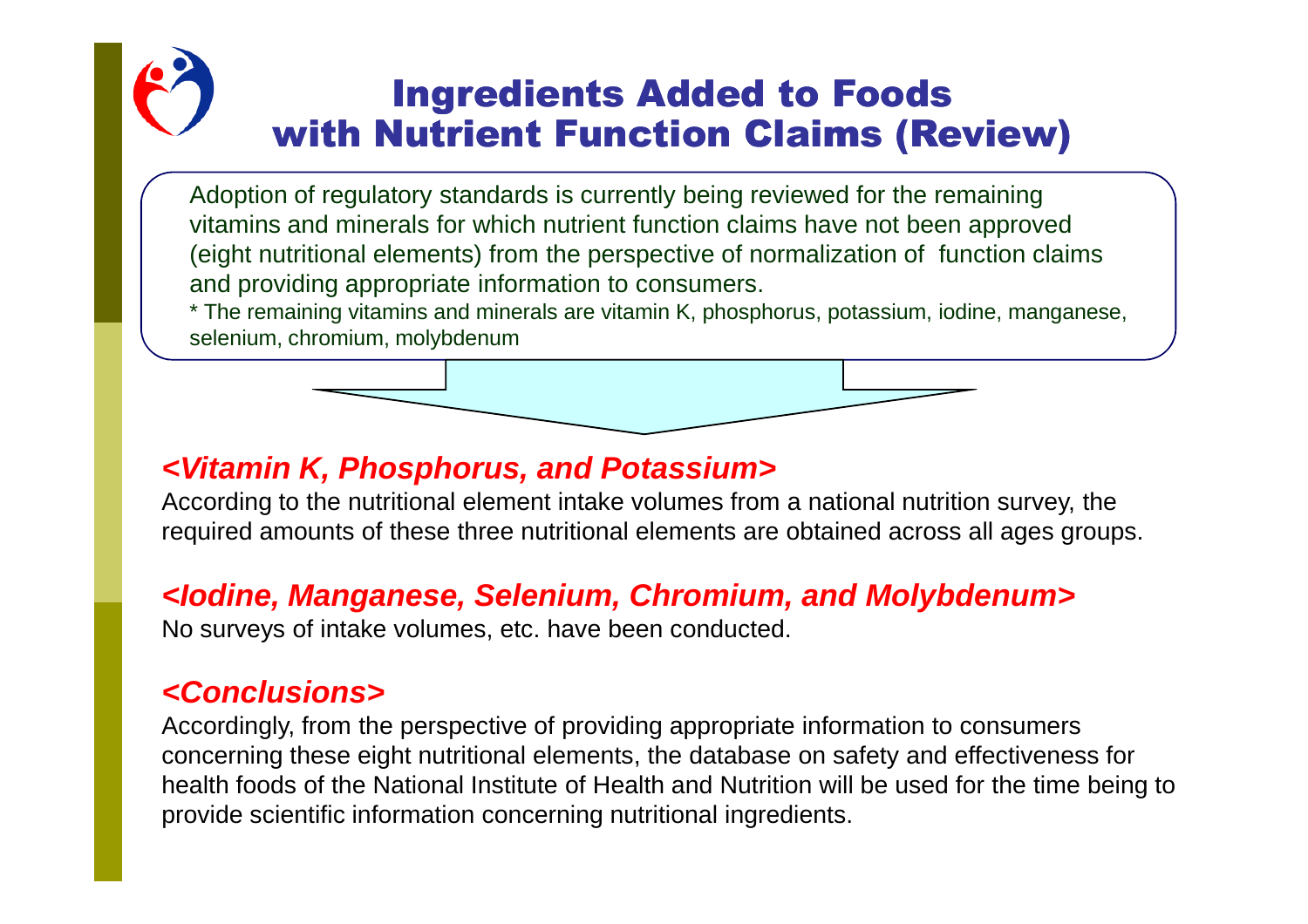# Ingredients Added to Foods with Nutrient Function Claims (Review)

Adoption of regulatory standards is currently being reviewed for the remaining vitamins and minerals for which nutrient function claims have not been approved (eight nutritional elements) from the perspective of normalization of function claims and providing appropriate information to consumers.

* The remaining vitamins and minerals are vitamin K, phosphorus, potassium, iodine, manganese, selenium, chromium, molybdenum

### *<Vitamin K, Phosphorus, and Potassium>*

According to the nutritional element intake volumes from a national nutrition survey, the required amounts of these three nutritional elements are obtained across all ages groups.

### *<Iodine, Manganese, Selenium, Chromium, and Molybdenum>*

No surveys of intake volumes, etc. have been conducted.

### *<Conclusions>*

Accordingly, from the perspective of providing appropriate information to consumers concerning these eight nutritional elements, the database on safety and effectiveness for health foods of the National Institute of Health and Nutrition will be used for the time being to provide scientific information concerning nutritional ingredients.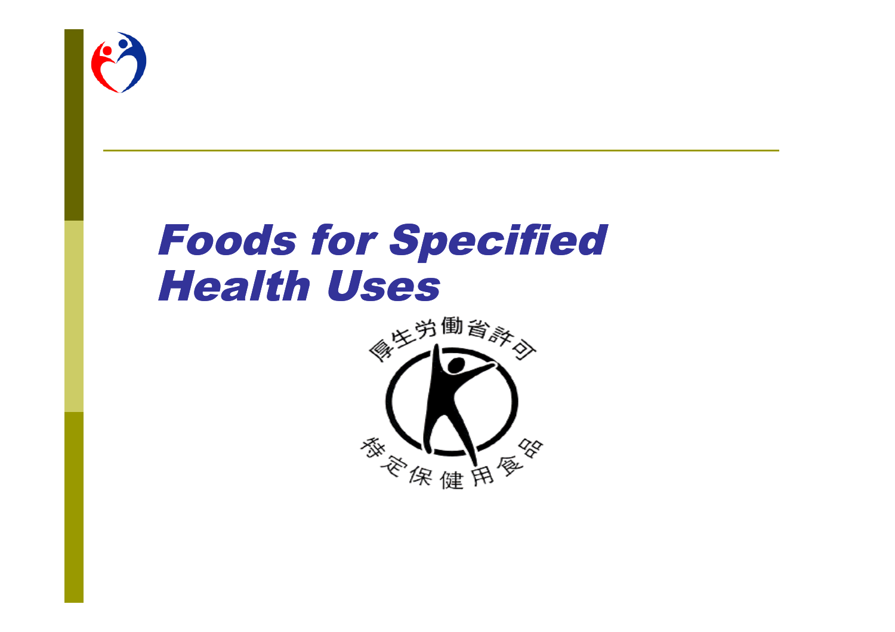# Foods for Specified Health Uses

厚生労働省許可

特定保健用食品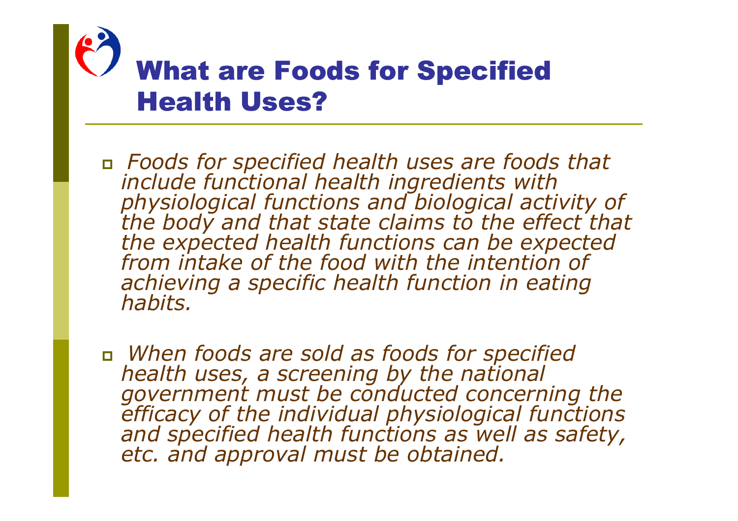# What are Foods for Specified Health Uses?

- *Foods for specified health uses are foods that include functional health ingredients with physiological functions and biological activity of the body and that state claims to the effect that the expected health functions can be expected from intake of the food with the intention of achieving a specific health function in eating habits.*

- *When foods are sold as foods for specified health uses, a screening by the national government must be conducted concerning the efficacy of the individual physiological functions and specified health functions as well as safety, etc. and approval must be obtained.*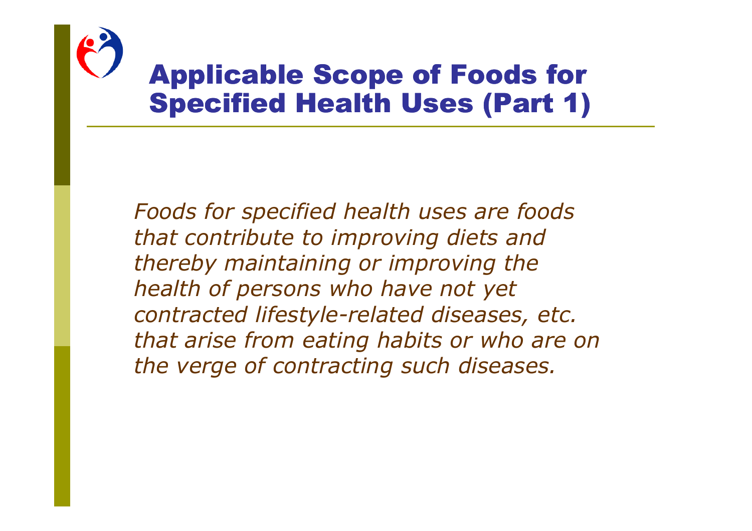# Applicable Scope of Foods for Specified Health Uses (Part 1)

*Foods for specified health uses are foods that contribute to improving diets and thereby maintaining or improving the health of persons who have not yet contracted lifestyle-related diseases, etc. that arise from eating habits or who are on the verge of contracting such diseases.*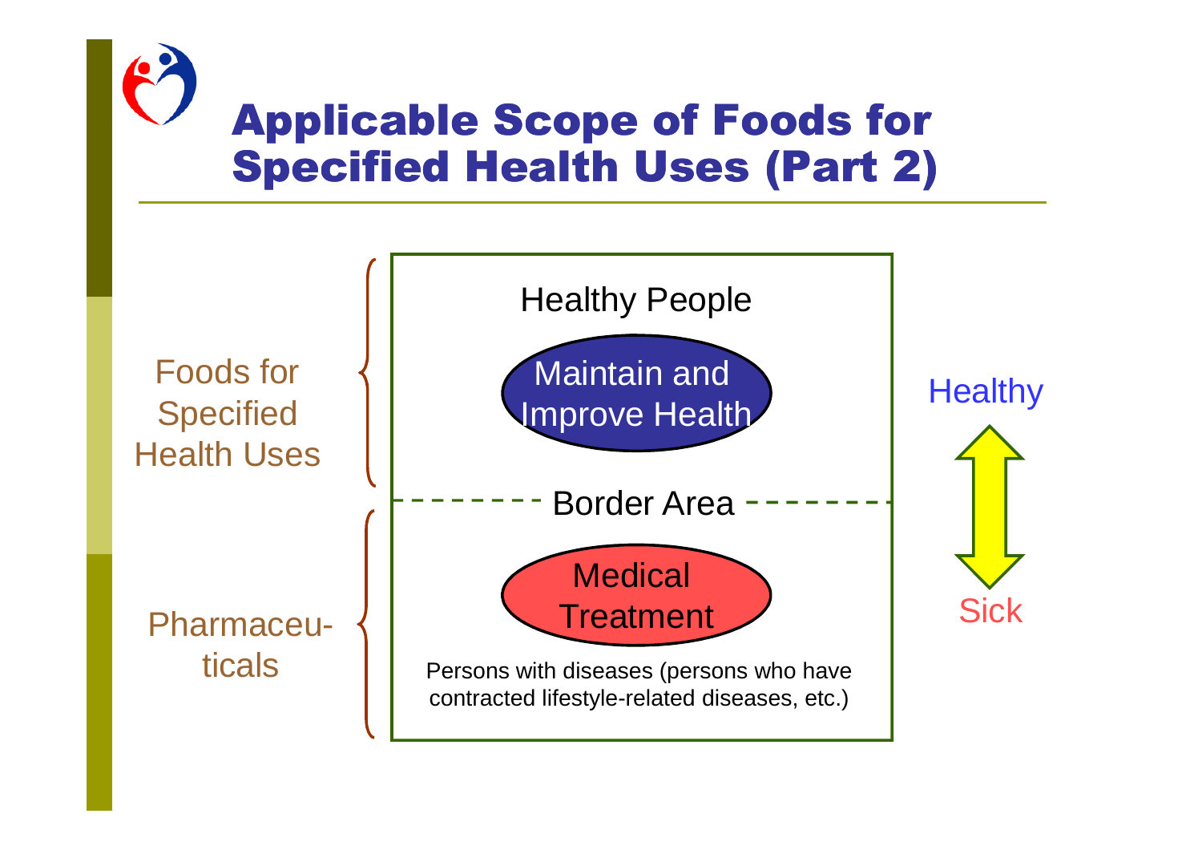# Applicable Scope of Foods for Specified Health Uses (Part 2)

Foods for Specified Health Uses

Healthy People

Maintain and Improve Health

Healthy

Border Area

Sick

Pharmaceuticals

Medical Treatment

Persons with diseases (persons who have contracted lifestyle-related diseases, etc.)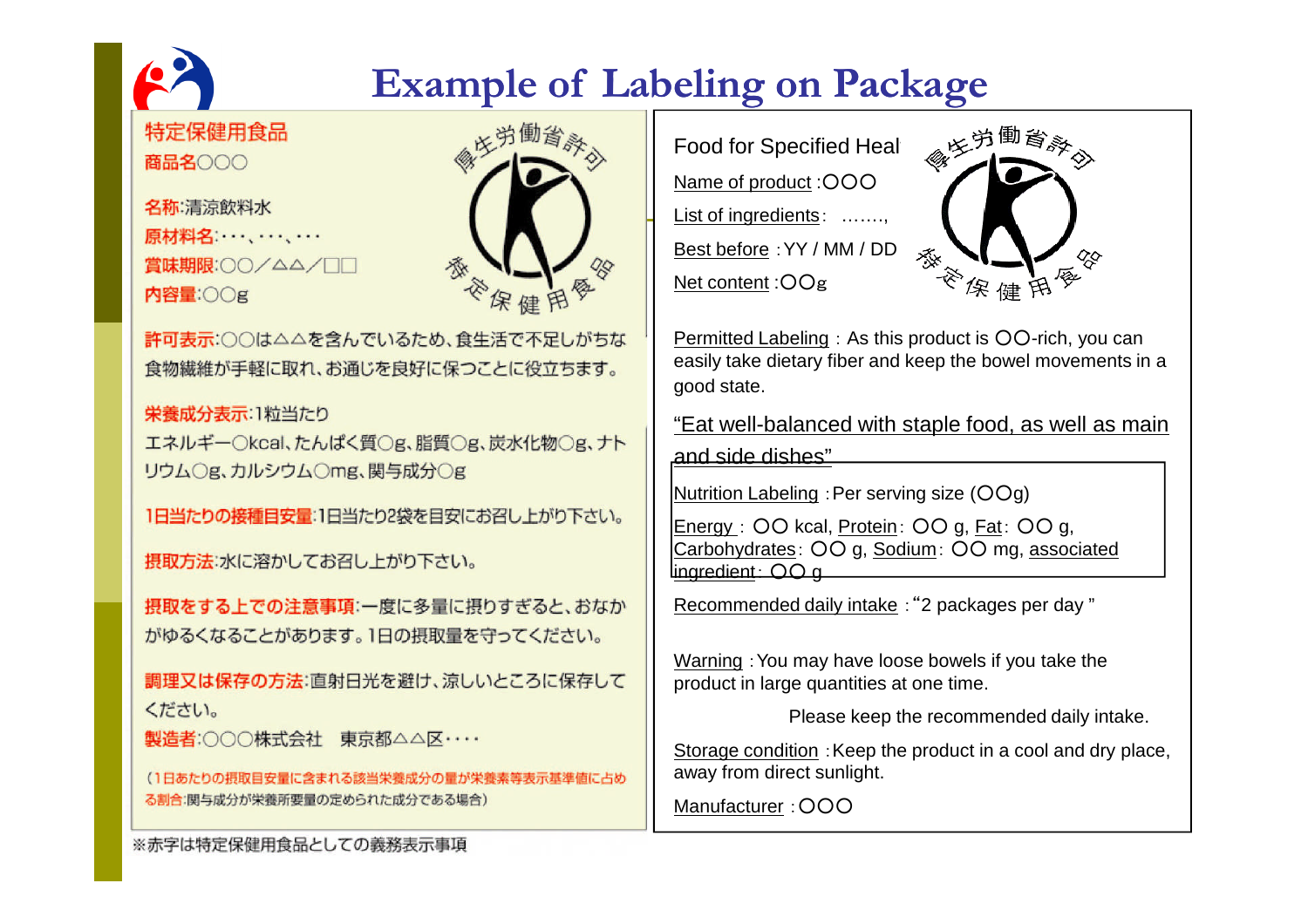# Example of Labeling on Package

特定保健用食品
商品名〇〇〇

名称:清涼飲料水
原材料名:・・・、・・・、・・・
賞味期限:〇〇/△△/□□
内容量:〇〇g

厚生労働省許可 特定保健用食品

許可表示:〇〇は△△を含んでいるため、食生活で不足しがちな食物繊維が手軽に取れ、お通じを良好に保つことに役立ちます。

栄養成分表示:1粒当たり
エネルギー〇kcal、たんぱく質〇g、脂質〇g、炭水化物〇g、ナトリウム〇g、カルシウム〇mg、関与成分〇g

1日当たりの摂取目安量:1日当たり2袋を目安にお召し上がり下さい。

摂取方法:水に溶かしてお召し上がり下さい。

摂取をする上での注意事項:一度に多量に摂りすぎると、おなかがゆるくなることがあります。1日の摂取量を守ってください。

調理又は保存の方法:直射日光を避け、涼しいところに保存してください。
製造者:〇〇〇株式会社　東京都△△区・・・・

(1日あたりの摂取目安量に含まれる該当栄養成分の量が栄養素等表示基準値に占める割合:関与成分が栄養所要量の定められた成分である場合)

※赤字は特定保健用食品としての義務表示事項

---

Food for Specified Heal

Name of product :〇〇〇
List of ingredients : …….,
Best before : YY / MM / DD
Net content :〇〇g

厚生労働省許可 特定保健用食品

Permitted Labeling : As this product is 〇〇-rich, you can easily take dietary fiber and keep the bowel movements in a good state.

"Eat well-balanced with staple food, as well as main and side dishes"

Nutrition Labeling : Per serving size (〇〇g)
Energy : 〇〇 kcal, Protein: 〇〇 g, Fat: 〇〇 g, Carbohydrates: 〇〇 g, Sodium: 〇〇 mg, associated ingredient: 〇〇 g

Recommended daily intake : "2 packages per day "

Warning : You may have loose bowels if you take the product in large quantities at one time.
Please keep the recommended daily intake.

Storage condition : Keep the product in a cool and dry place, away from direct sunlight.

Manufacturer : 〇〇〇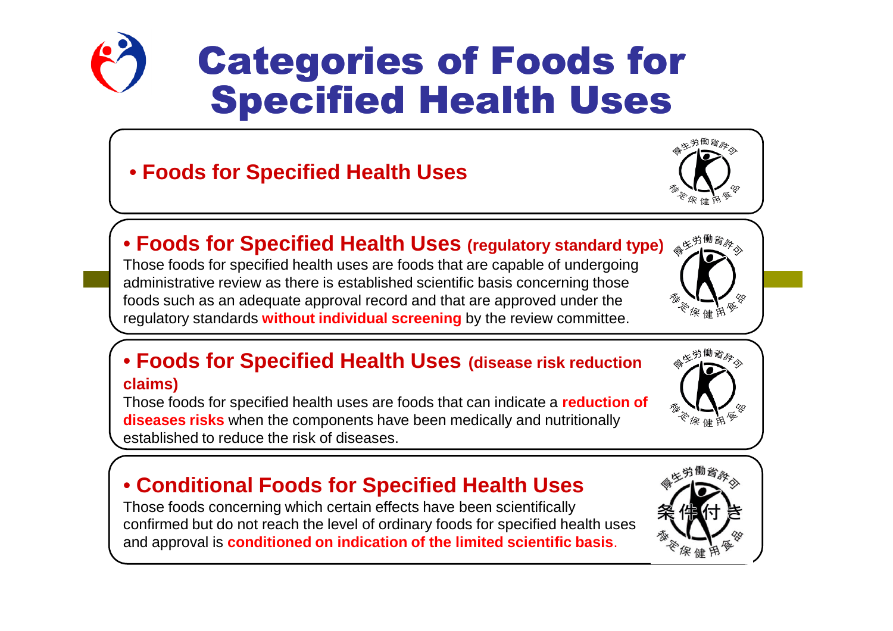# Categories of Foods for Specified Health Uses

- **Foods for Specified Health Uses**

- **Foods for Specified Health Uses (regulatory standard type)**

Those foods for specified health uses are foods that are capable of undergoing administrative review as there is established scientific basis concerning those foods such as an adequate approval record and that are approved under the regulatory standards **without individual screening** by the review committee.

- **Foods for Specified Health Uses (disease risk reduction claims)**

Those foods for specified health uses are foods that can indicate a **reduction of diseases risks** when the components have been medically and nutritionally established to reduce the risk of diseases.

- **Conditional Foods for Specified Health Uses**

Those foods concerning which certain effects have been scientifically confirmed but do not reach the level of ordinary foods for specified health uses and approval is **conditioned on indication of the limited scientific basis**.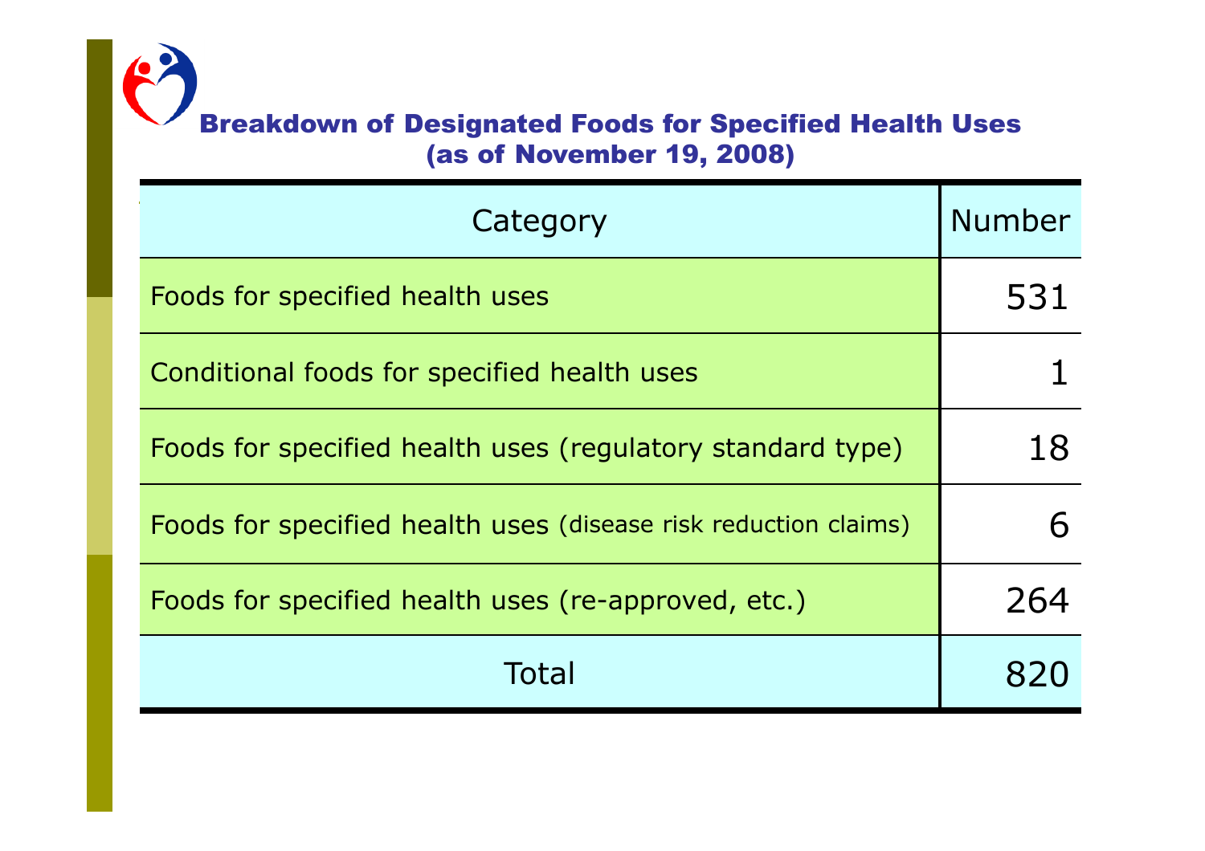## Breakdown of Designated Foods for Specified Health Uses (as of November 19, 2008)

| Category | Number |
|---|---|
| Foods for specified health uses | 531 |
| Conditional foods for specified health uses | 1 |
| Foods for specified health uses (regulatory standard type) | 18 |
| Foods for specified health uses (disease risk reduction claims) | 6 |
| Foods for specified health uses (re-approved, etc.) | 264 |
| Total | 820 |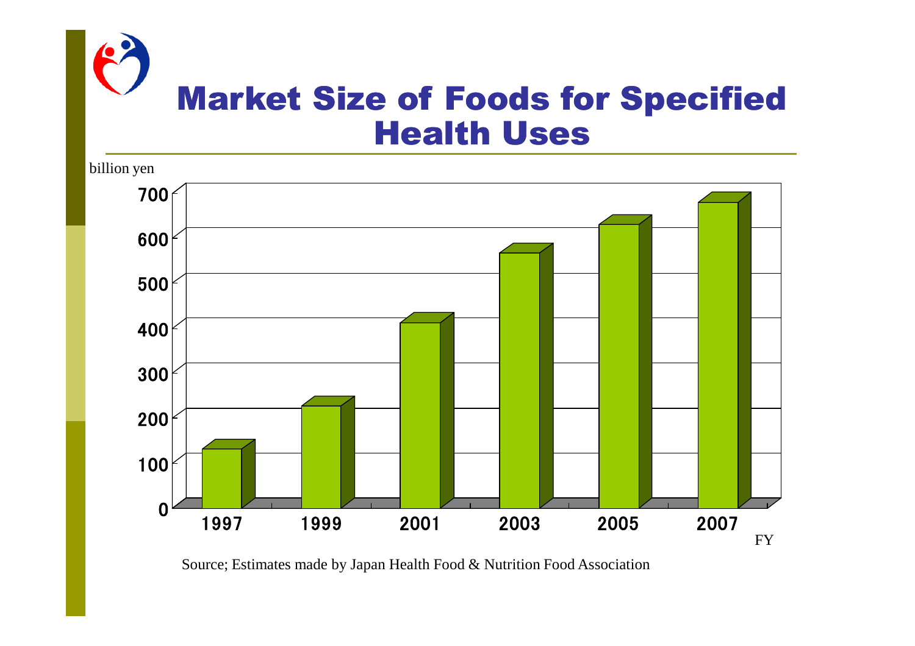# Market Size of Foods for Specified Health Uses

billion yen

700
600
500
400
300
200
100
0

1997 1999 2001 2003 2005 2007

FY

Source; Estimates made by Japan Health Food & Nutrition Food Association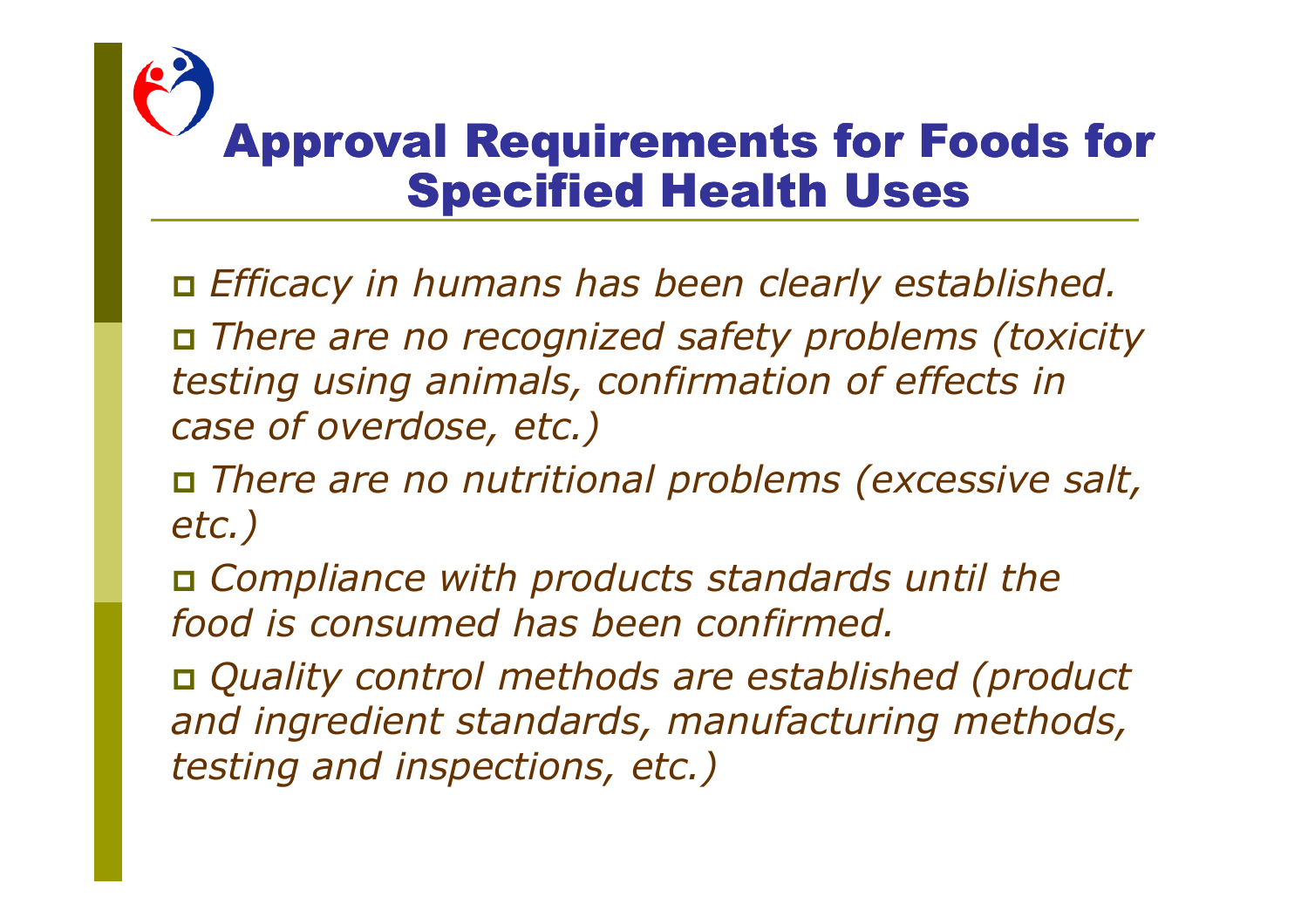# Approval Requirements for Foods for Specified Health Uses

- *Efficacy in humans has been clearly established.*
- *There are no recognized safety problems (toxicity testing using animals, confirmation of effects in case of overdose, etc.)*
- *There are no nutritional problems (excessive salt, etc.)*
- *Compliance with products standards until the food is consumed has been confirmed.*
- *Quality control methods are established (product and ingredient standards, manufacturing methods, testing and inspections, etc.)*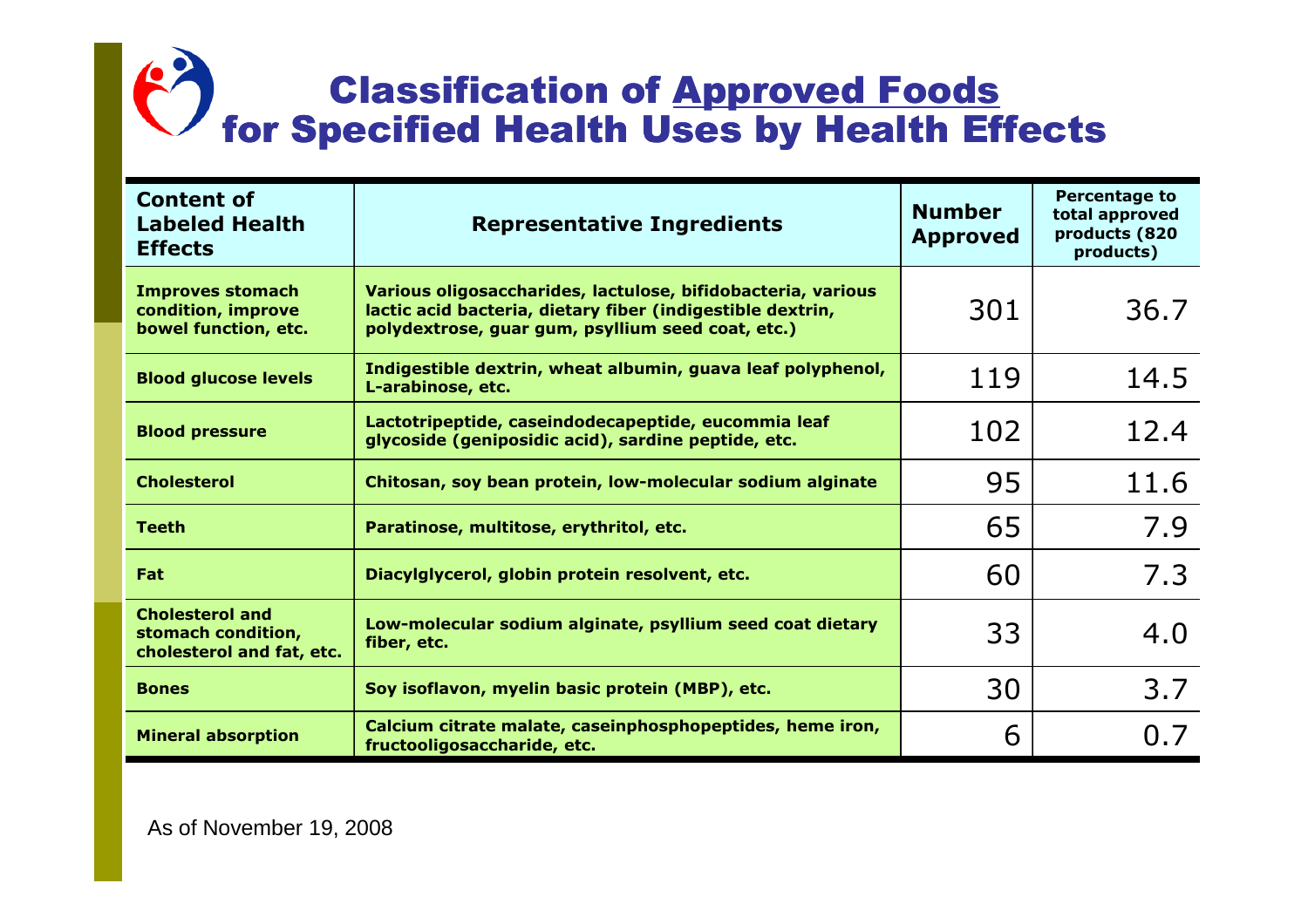# Classification of Approved Foods for Specified Health Uses by Health Effects

| Content of Labeled Health Effects | Representative Ingredients | Number Approved | Percentage to total approved products (820 products) |
|---|---|---|---|
| Improves stomach condition, improve bowel function, etc. | Various oligosaccharides, lactulose, bifidobacteria, various lactic acid bacteria, dietary fiber (indigestible dextrin, polydextrose, guar gum, psyllium seed coat, etc.) | 301 | 36.7 |
| Blood glucose levels | Indigestible dextrin, wheat albumin, guava leaf polyphenol, L-arabinose, etc. | 119 | 14.5 |
| Blood pressure | Lactotripeptide, caseindodecapeptide, eucommia leaf glycoside (geniposidic acid), sardine peptide, etc. | 102 | 12.4 |
| Cholesterol | Chitosan, soy bean protein, low-molecular sodium alginate | 95 | 11.6 |
| Teeth | Paratinose, multitose, erythritol, etc. | 65 | 7.9 |
| Fat | Diacylglycerol, globin protein resolvent, etc. | 60 | 7.3 |
| Cholesterol and stomach condition, cholesterol and fat, etc. | Low-molecular sodium alginate, psyllium seed coat dietary fiber, etc. | 33 | 4.0 |
| Bones | Soy isoflavon, myelin basic protein (MBP), etc. | 30 | 3.7 |
| Mineral absorption | Calcium citrate malate, caseinphosphopeptides, heme iron, fructooligosaccharide, etc. | 6 | 0.7 |

As of November 19, 2008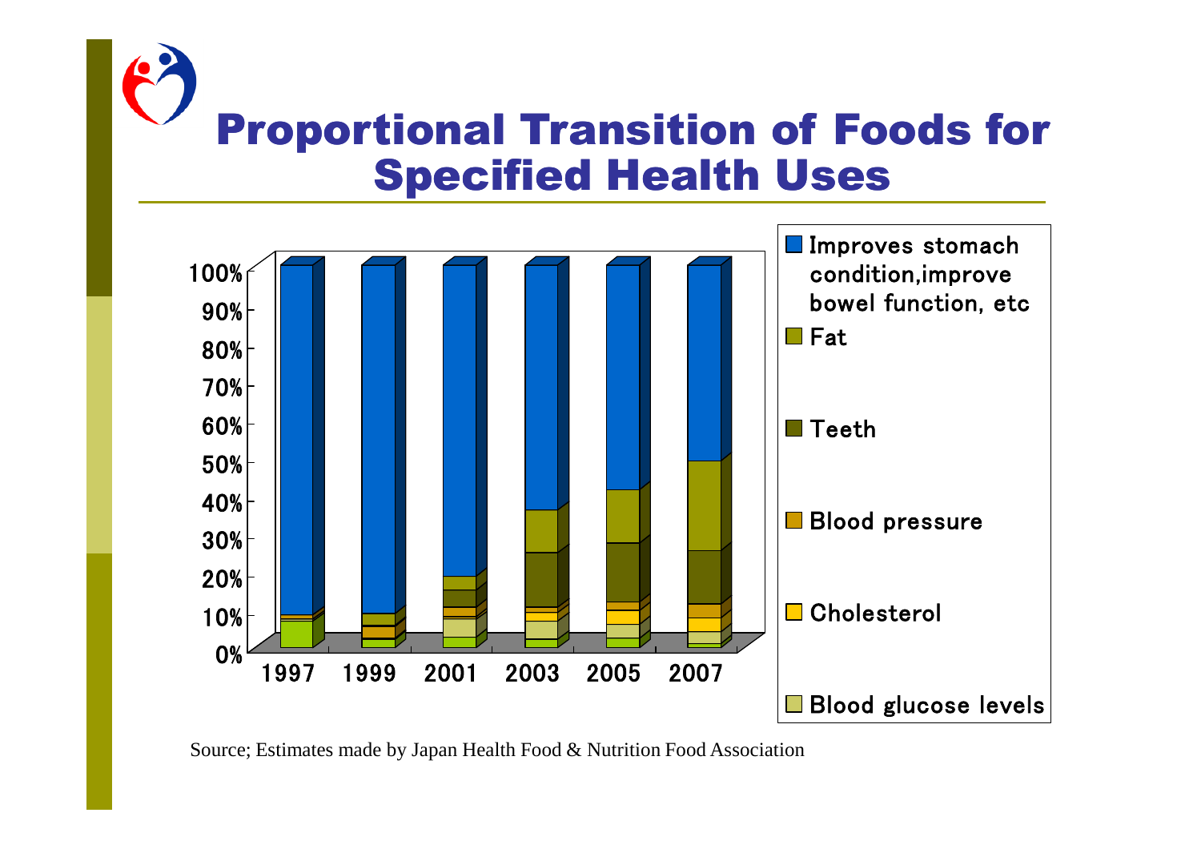# Proportional Transition of Foods for Specified Health Uses

100%
90%
80%
70%
60%
50%
40%
30%
20%
10%
0%

1997 1999 2001 2003 2005 2007

- Improves stomach condition,improve bowel function, etc
- Fat
- Teeth
- Blood pressure
- Cholesterol
- Blood glucose levels

Source; Estimates made by Japan Health Food & Nutrition Food Association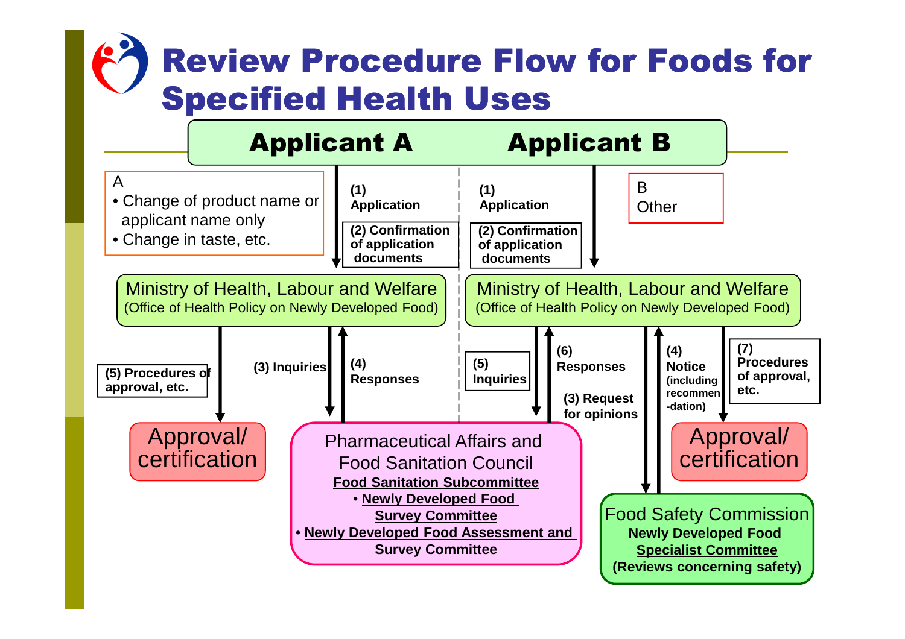# Review Procedure Flow for Foods for Specified Health Uses

**Applicant A** | **Applicant B**

**A**
- Change of product name or applicant name only
- Change in taste, etc.

**Applicant A flow:**

- **(1) Application** → Ministry of Health, Labour and Welfare (Office of Health Policy on Newly Developed Food)
- **(2) Confirmation of application documents**
- **(3) Inquiries** → Pharmaceutical Affairs and Food Sanitation Council
- **(4) Responses** → Ministry of Health, Labour and Welfare
- **(5) Procedures of approval, etc.** → Approval/certification

**B**
Other

**Applicant B flow:**

- **(1) Application** → Ministry of Health, Labour and Welfare (Office of Health Policy on Newly Developed Food)
- **(2) Confirmation of application documents**
- **(3) Request for opinions** → Food Safety Commission
- **(4) Notice (including recommendation)** → Ministry of Health, Labour and Welfare
- **(5) Inquiries** → Pharmaceutical Affairs and Food Sanitation Council
- **(6) Responses** → Ministry of Health, Labour and Welfare
- **(7) Procedures of approval, etc.** → Approval/certification

**Pharmaceutical Affairs and Food Sanitation Council**
<u>**Food Sanitation Subcommittee**</u>
- <u>**Newly Developed Food Survey Committee**</u>
- <u>**Newly Developed Food Assessment and Survey Committee**</u>

**Food Safety Commission**
<u>**Newly Developed Food Specialist Committee**</u>
**(Reviews concerning safety)**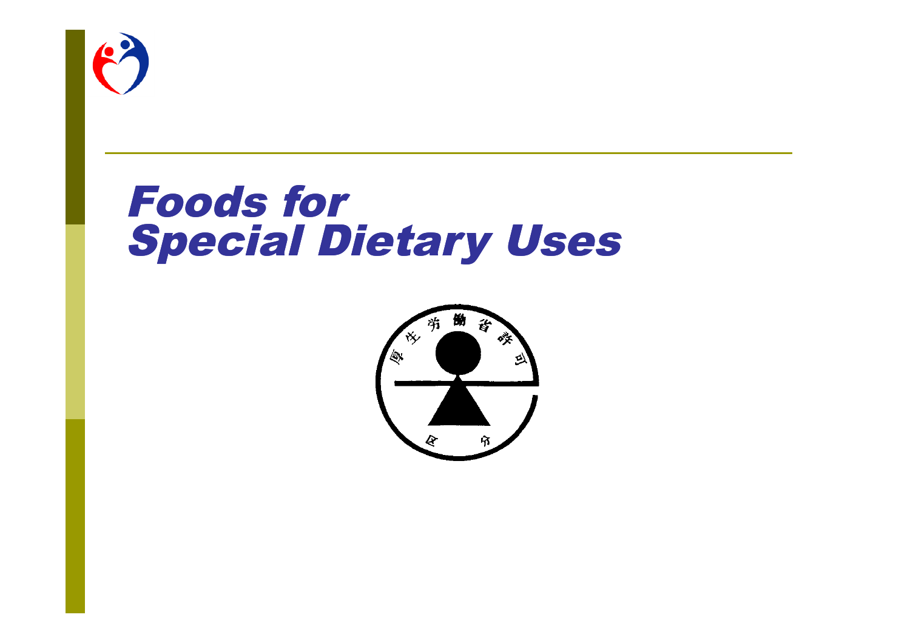# Foods for Special Dietary Uses

厚生労働省許可

区分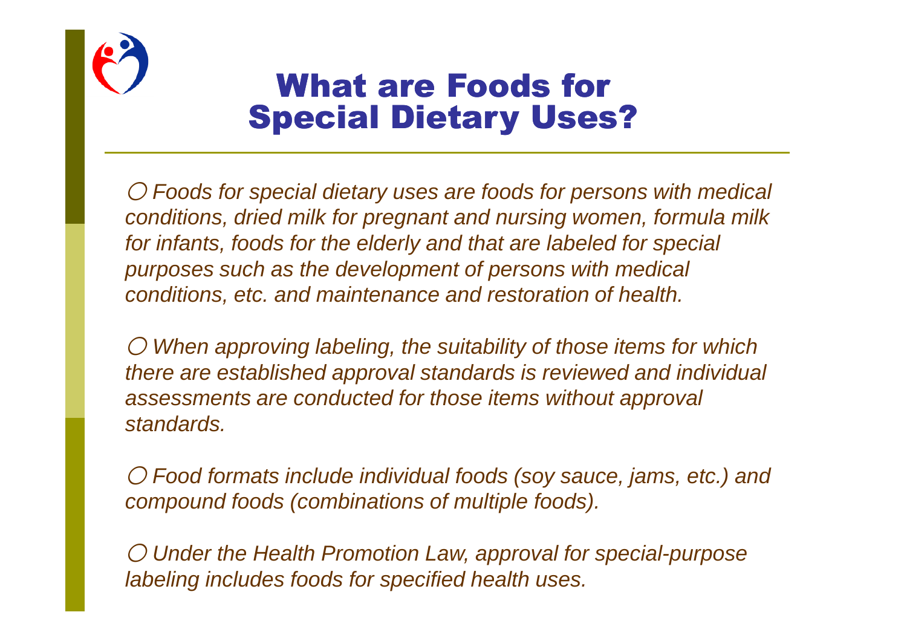# What are Foods for Special Dietary Uses?

*○ Foods for special dietary uses are foods for persons with medical conditions, dried milk for pregnant and nursing women, formula milk for infants, foods for the elderly and that are labeled for special purposes such as the development of persons with medical conditions, etc. and maintenance and restoration of health.*

*○ When approving labeling, the suitability of those items for which there are established approval standards is reviewed and individual assessments are conducted for those items without approval standards.*

*○ Food formats include individual foods (soy sauce, jams, etc.) and compound foods (combinations of multiple foods).*

*○ Under the Health Promotion Law, approval for special-purpose labeling includes foods for specified health uses.*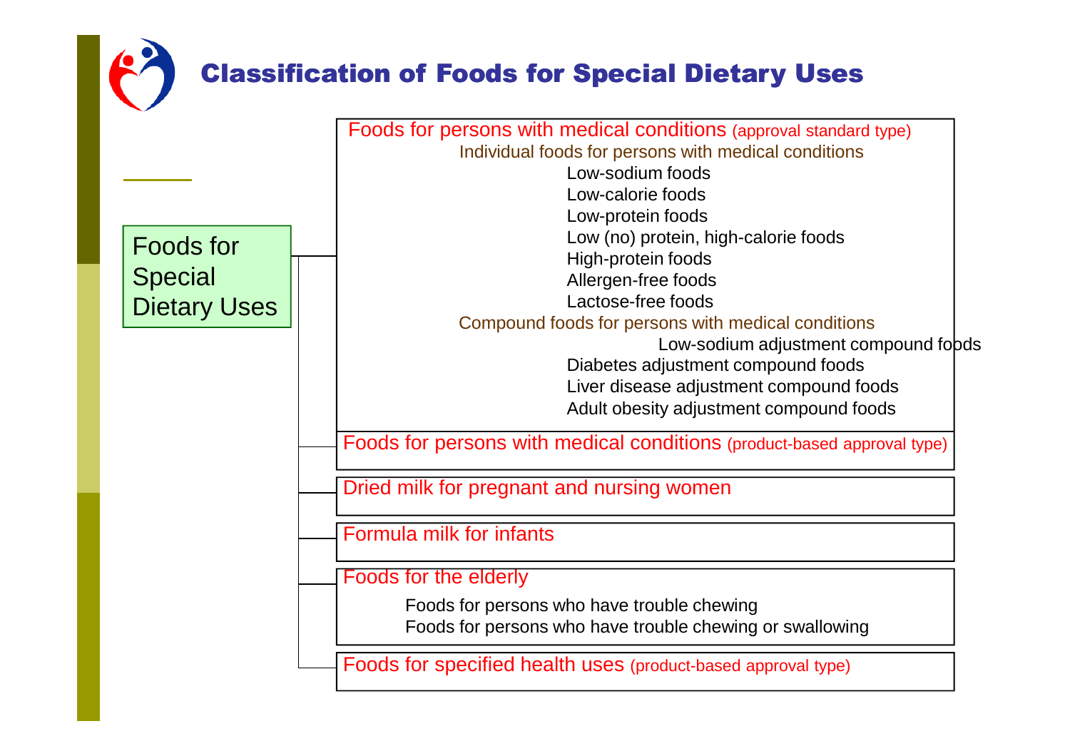# Classification of Foods for Special Dietary Uses

**Foods for Special Dietary Uses**

- **Foods for persons with medical conditions** (approval standard type)
  - Individual foods for persons with medical conditions
    - Low-sodium foods
    - Low-calorie foods
    - Low-protein foods
    - Low (no) protein, high-calorie foods
    - High-protein foods
    - Allergen-free foods
    - Lactose-free foods
  - Compound foods for persons with medical conditions
    - Low-sodium adjustment compound foods
    - Diabetes adjustment compound foods
    - Liver disease adjustment compound foods
    - Adult obesity adjustment compound foods
- **Foods for persons with medical conditions** (product-based approval type)
- **Dried milk for pregnant and nursing women**
- **Formula milk for infants**
- **Foods for the elderly**
  - Foods for persons who have trouble chewing
  - Foods for persons who have trouble chewing or swallowing
- **Foods for specified health uses** (product-based approval type)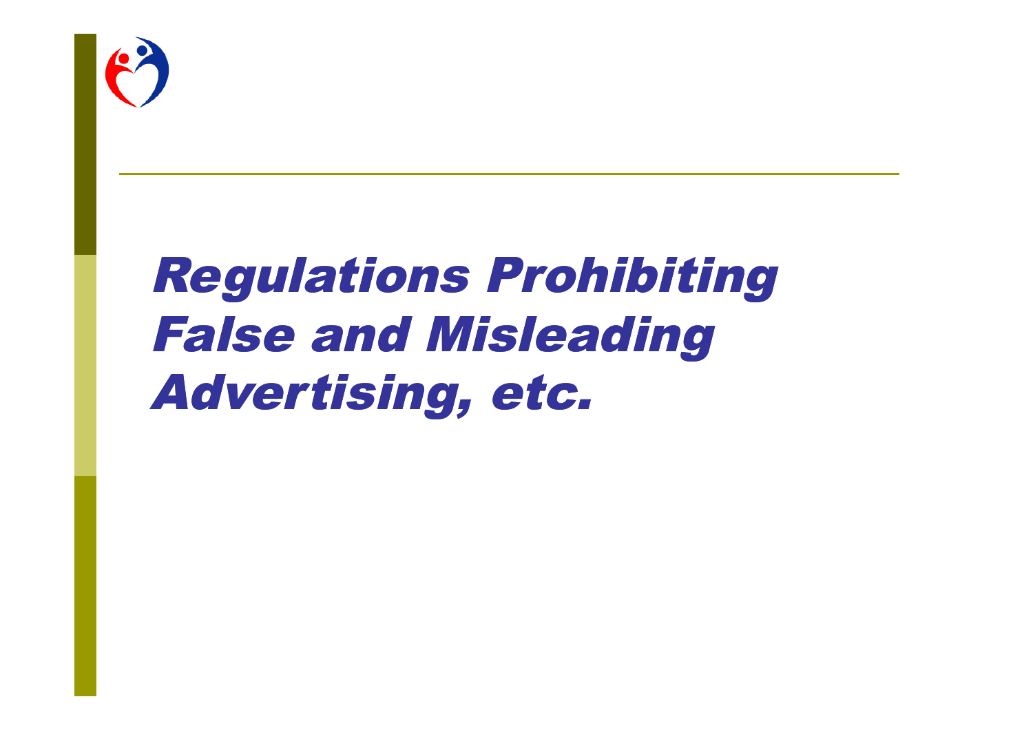# *Regulations Prohibiting False and Misleading Advertising, etc.*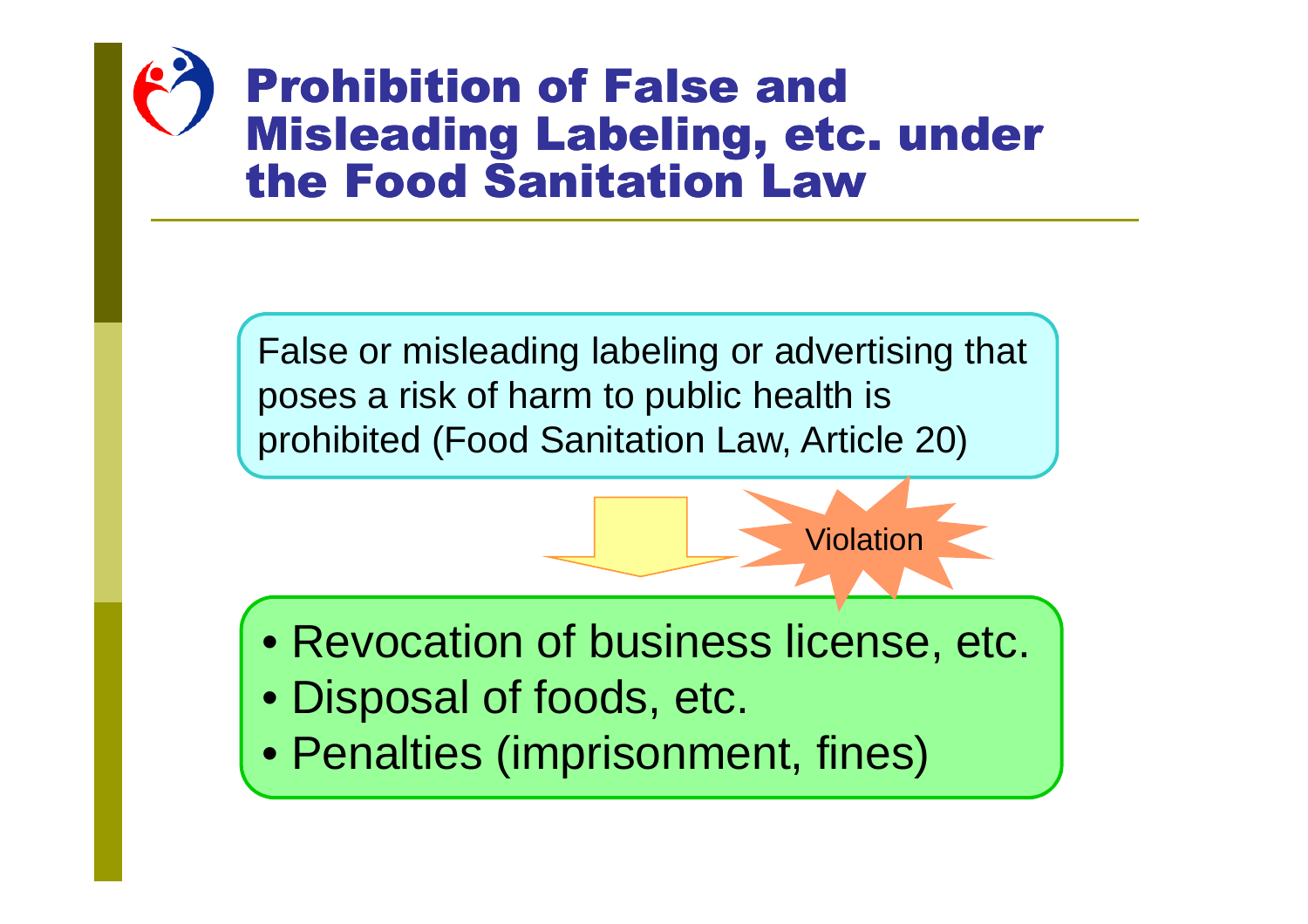# Prohibition of False and Misleading Labeling, etc. under the Food Sanitation Law

False or misleading labeling or advertising that poses a risk of harm to public health is prohibited (Food Sanitation Law, Article 20)

Violation

- Revocation of business license, etc.
- Disposal of foods, etc.
- Penalties (imprisonment, fines)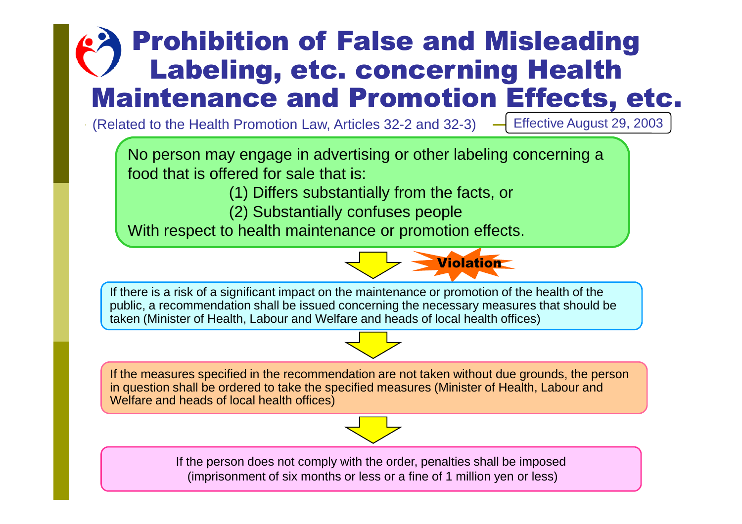# Prohibition of False and Misleading Labeling, etc. concerning Health Maintenance and Promotion Effects, etc.

(Related to the Health Promotion Law, Articles 32-2 and 32-3) — Effective August 29, 2003

No person may engage in advertising or other labeling concerning a food that is offered for sale that is:

(1) Differs substantially from the facts, or

(2) Substantially confuses people

With respect to health maintenance or promotion effects.

↓ **Violation**

If there is a risk of a significant impact on the maintenance or promotion of the health of the public, a recommendation shall be issued concerning the necessary measures that should be taken (Minister of Health, Labour and Welfare and heads of local health offices)

↓

If the measures specified in the recommendation are not taken without due grounds, the person in question shall be ordered to take the specified measures (Minister of Health, Labour and Welfare and heads of local health offices)

↓

If the person does not comply with the order, penalties shall be imposed (imprisonment of six months or less or a fine of 1 million yen or less)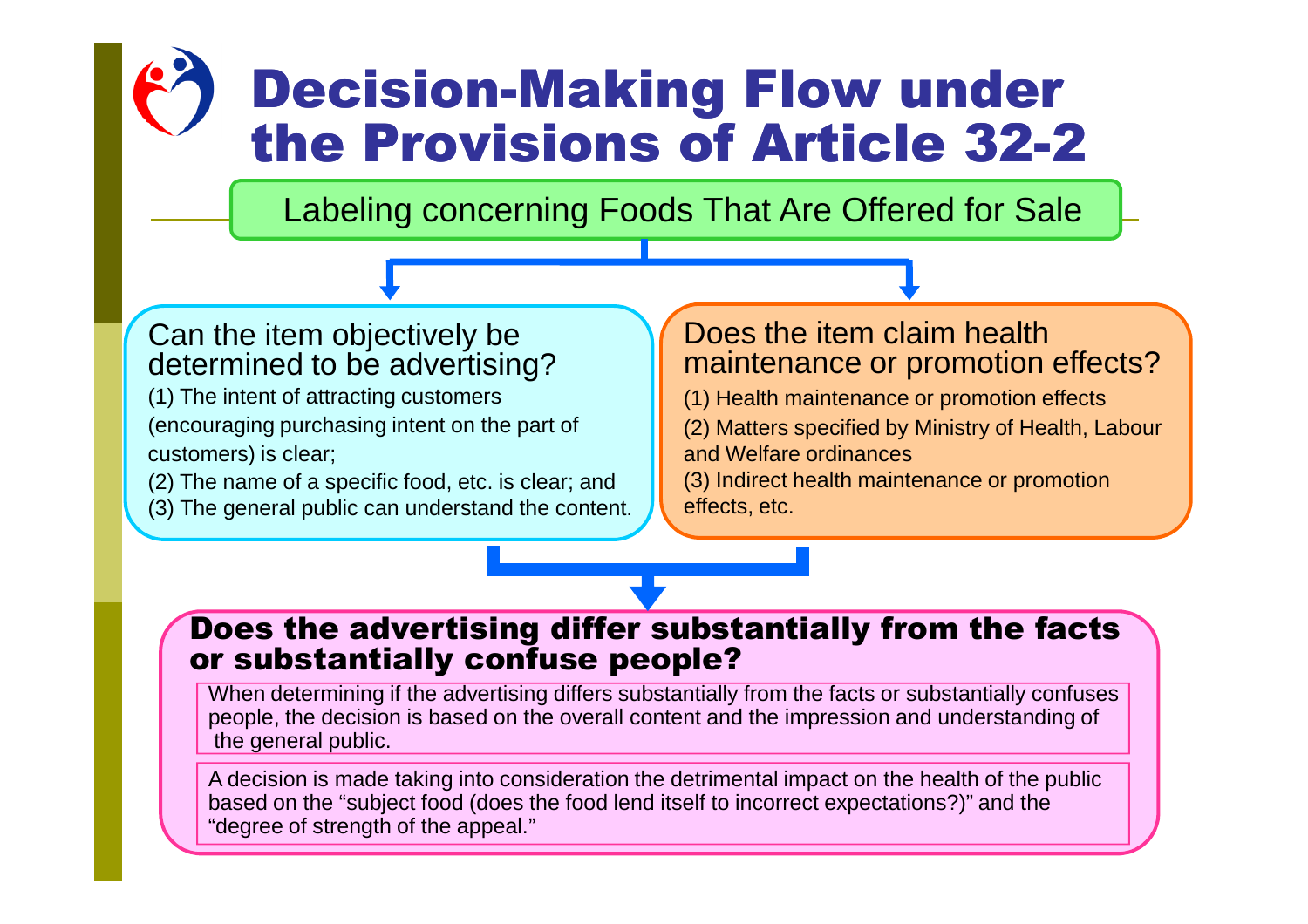# Decision-Making Flow under the Provisions of Article 32-2

**Labeling concerning Foods That Are Offered for Sale**

## Can the item objectively be determined to be advertising?

(1) The intent of attracting customers (encouraging purchasing intent on the part of customers) is clear;
(2) The name of a specific food, etc. is clear; and
(3) The general public can understand the content.

## Does the item claim health maintenance or promotion effects?

(1) Health maintenance or promotion effects
(2) Matters specified by Ministry of Health, Labour and Welfare ordinances
(3) Indirect health maintenance or promotion effects, etc.

## Does the advertising differ substantially from the facts or substantially confuse people?

When determining if the advertising differs substantially from the facts or substantially confuses people, the decision is based on the overall content and the impression and understanding of the general public.

A decision is made taking into consideration the detrimental impact on the health of the public based on the "subject food (does the food lend itself to incorrect expectations?)" and the "degree of strength of the appeal."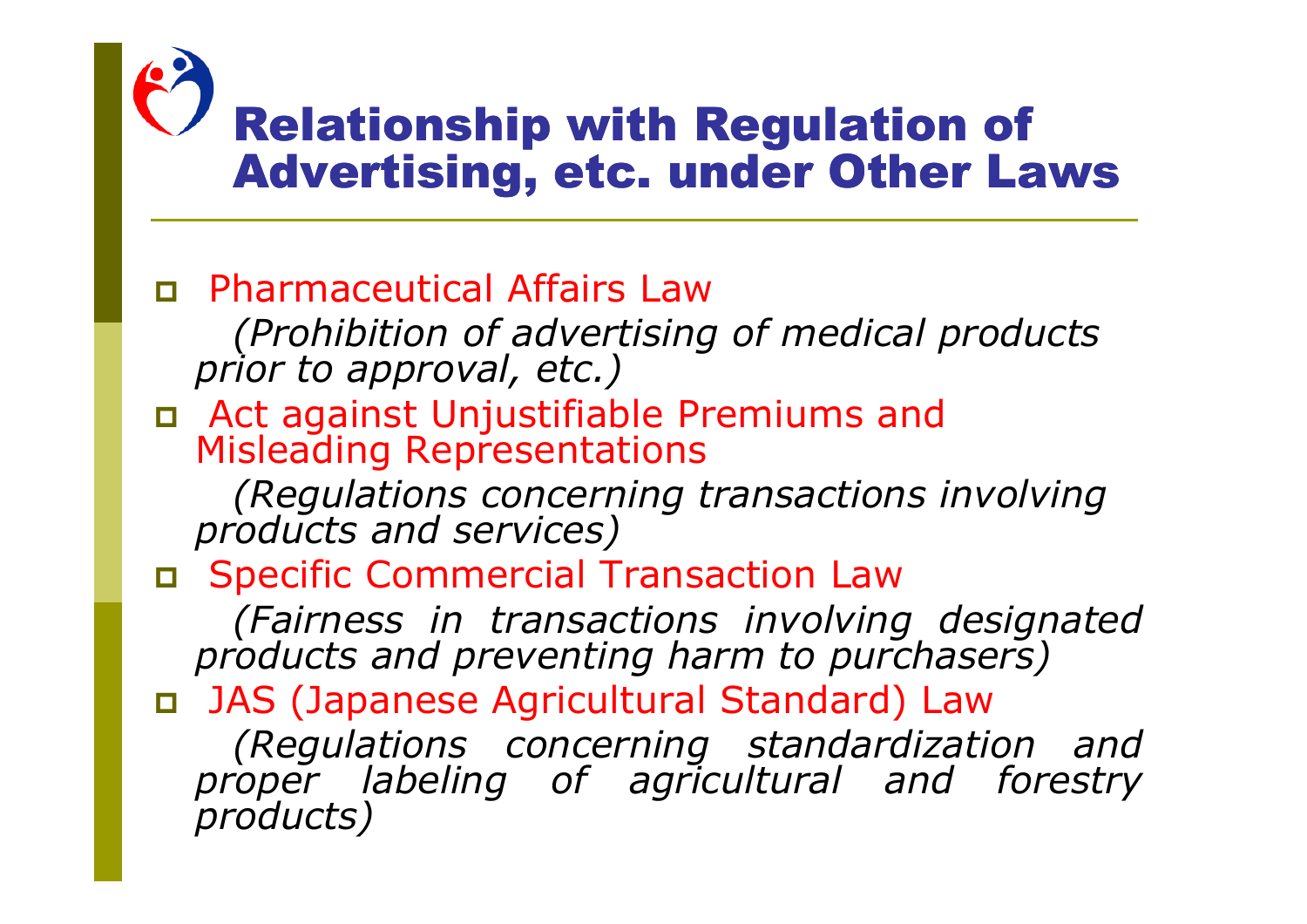# Relationship with Regulation of Advertising, etc. under Other Laws

- Pharmaceutical Affairs Law

  *(Prohibition of advertising of medical products prior to approval, etc.)*

- Act against Unjustifiable Premiums and Misleading Representations

  *(Regulations concerning transactions involving products and services)*

- Specific Commercial Transaction Law

  *(Fairness in transactions involving designated products and preventing harm to purchasers)*

- JAS (Japanese Agricultural Standard) Law

  *(Regulations concerning standardization and proper labeling of agricultural and forestry products)*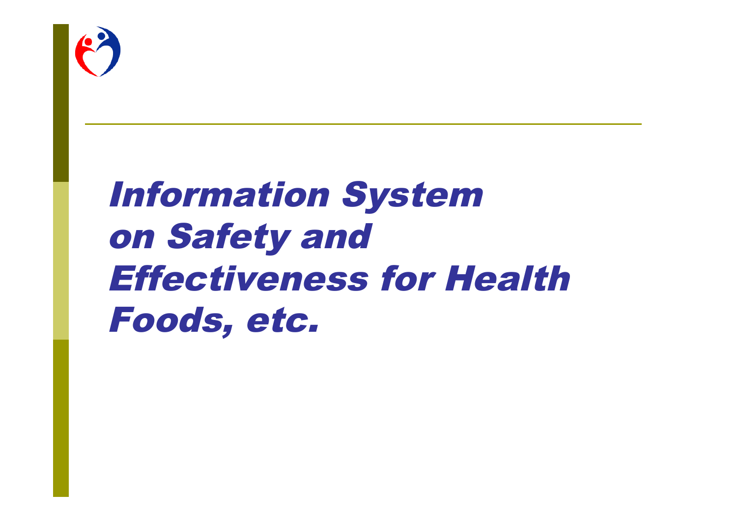# *Information System on Safety and Effectiveness for Health Foods, etc.*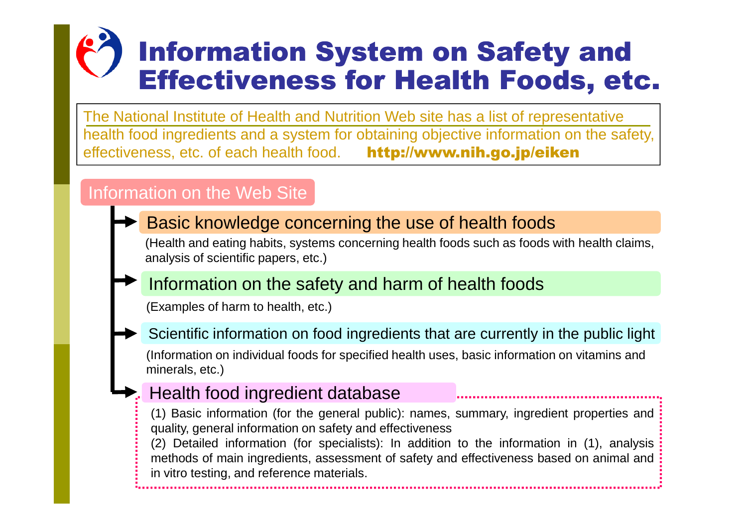# Information System on Safety and Effectiveness for Health Foods, etc.

The National Institute of Health and Nutrition Web site has a list of representative health food ingredients and a system for obtaining objective information on the safety, effectiveness, etc. of each health food. **http://www.nih.go.jp/eiken**

## Information on the Web Site

- **Basic knowledge concerning the use of health foods**

  (Health and eating habits, systems concerning health foods such as foods with health claims, analysis of scientific papers, etc.)

- **Information on the safety and harm of health foods**

  (Examples of harm to health, etc.)

- **Scientific information on food ingredients that are currently in the public light**

  (Information on individual foods for specified health uses, basic information on vitamins and minerals, etc.)

- **Health food ingredient database**

  (1) Basic information (for the general public): names, summary, ingredient properties and quality, general information on safety and effectiveness

  (2) Detailed information (for specialists): In addition to the information in (1), analysis methods of main ingredients, assessment of safety and effectiveness based on animal and in vitro testing, and reference materials.